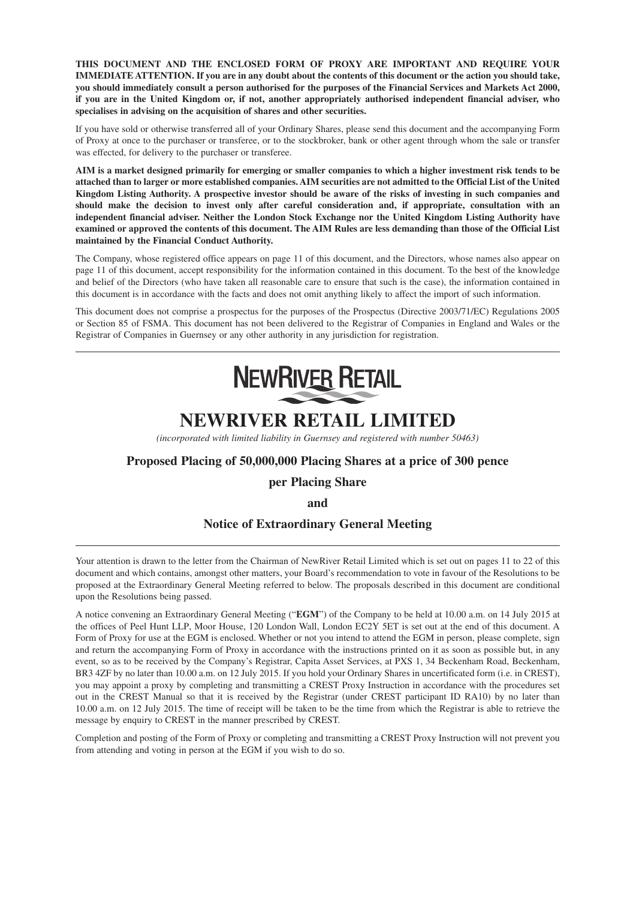**THIS DOCUMENT AND THE ENCLOSED FORM OF PROXY ARE IMPORTANT AND REQUIRE YOUR IMMEDIATE ATTENTION. If you are in any doubt about the contents of this document or the action you should take, you should immediately consult a person authorised for the purposes of the Financial Services and Markets Act 2000, if you are in the United Kingdom or, if not, another appropriately authorised independent financial adviser, who specialises in advising on the acquisition of shares and other securities.**

If you have sold or otherwise transferred all of your Ordinary Shares, please send this document and the accompanying Form of Proxy at once to the purchaser or transferee, or to the stockbroker, bank or other agent through whom the sale or transfer was effected, for delivery to the purchaser or transferee.

**AIM is a market designed primarily for emerging or smaller companies to which a higher investment risk tends to be attached than to larger or more established companies. AIM securities are not admitted to the Official List of the United Kingdom Listing Authority. A prospective investor should be aware of the risks of investing in such companies and should make the decision to invest only after careful consideration and, if appropriate, consultation with an independent financial adviser. Neither the London Stock Exchange nor the United Kingdom Listing Authority have examined or approved the contents of this document. The AIM Rules are less demanding than those of the Official List maintained by the Financial Conduct Authority.**

The Company, whose registered office appears on page 11 of this document, and the Directors, whose names also appear on page 11 of this document, accept responsibility for the information contained in this document. To the best of the knowledge and belief of the Directors (who have taken all reasonable care to ensure that such is the case), the information contained in this document is in accordance with the facts and does not omit anything likely to affect the import of such information.

This document does not comprise a prospectus for the purposes of the Prospectus (Directive 2003/71/EC) Regulations 2005 or Section 85 of FSMA. This document has not been delivered to the Registrar of Companies in England and Wales or the Registrar of Companies in Guernsey or any other authority in any jurisdiction for registration.

NEWRIVER RETAIL

# NEWRIVER RETAIL LIMITED

*(incorporated with limited liability in Guernsey and registered with number 50463)*

## Proposed Placing of 50,000,000 Placing Shares at a price of 300 pence per Placing Share

## and

## Notice of Extraordinary General Meeting

Your attention is drawn to the letter from the Chairman of NewRiver Retail Limited which is set out on pages 11 to 22 of this document and which contains, amongst other matters, your Board's recommendation to vote in favour of the Resolutions to be proposed at the Extraordinary General Meeting referred to below. The proposals described in this document are conditional upon the Resolutions being passed.

A notice convening an Extraordinary General Meeting ("**EGM**") of the Company to be held at 10.00 a.m. on 14 July 2015 at the offices of Peel Hunt LLP, Moor House, 120 London Wall, London EC2Y 5ET is set out at the end of this document. A Form of Proxy for use at the EGM is enclosed. Whether or not you intend to attend the EGM in person, please complete, sign and return the accompanying Form of Proxy in accordance with the instructions printed on it as soon as possible but, in any event, so as to be received by the Company's Registrar, Capita Asset Services, at PXS 1, 34 Beckenham Road, Beckenham, BR3 4ZF by no later than 10.00 a.m. on 12 July 2015. If you hold your Ordinary Shares in uncertificated form (i.e. in CREST), you may appoint a proxy by completing and transmitting a CREST Proxy Instruction in accordance with the procedures set out in the CREST Manual so that it is received by the Registrar (under CREST participant ID RA10) by no later than 10.00 a.m. on 12 July 2015. The time of receipt will be taken to be the time from which the Registrar is able to retrieve the message by enquiry to CREST in the manner prescribed by CREST.

Completion and posting of the Form of Proxy or completing and transmitting a CREST Proxy Instruction will not prevent you from attending and voting in person at the EGM if you wish to do so.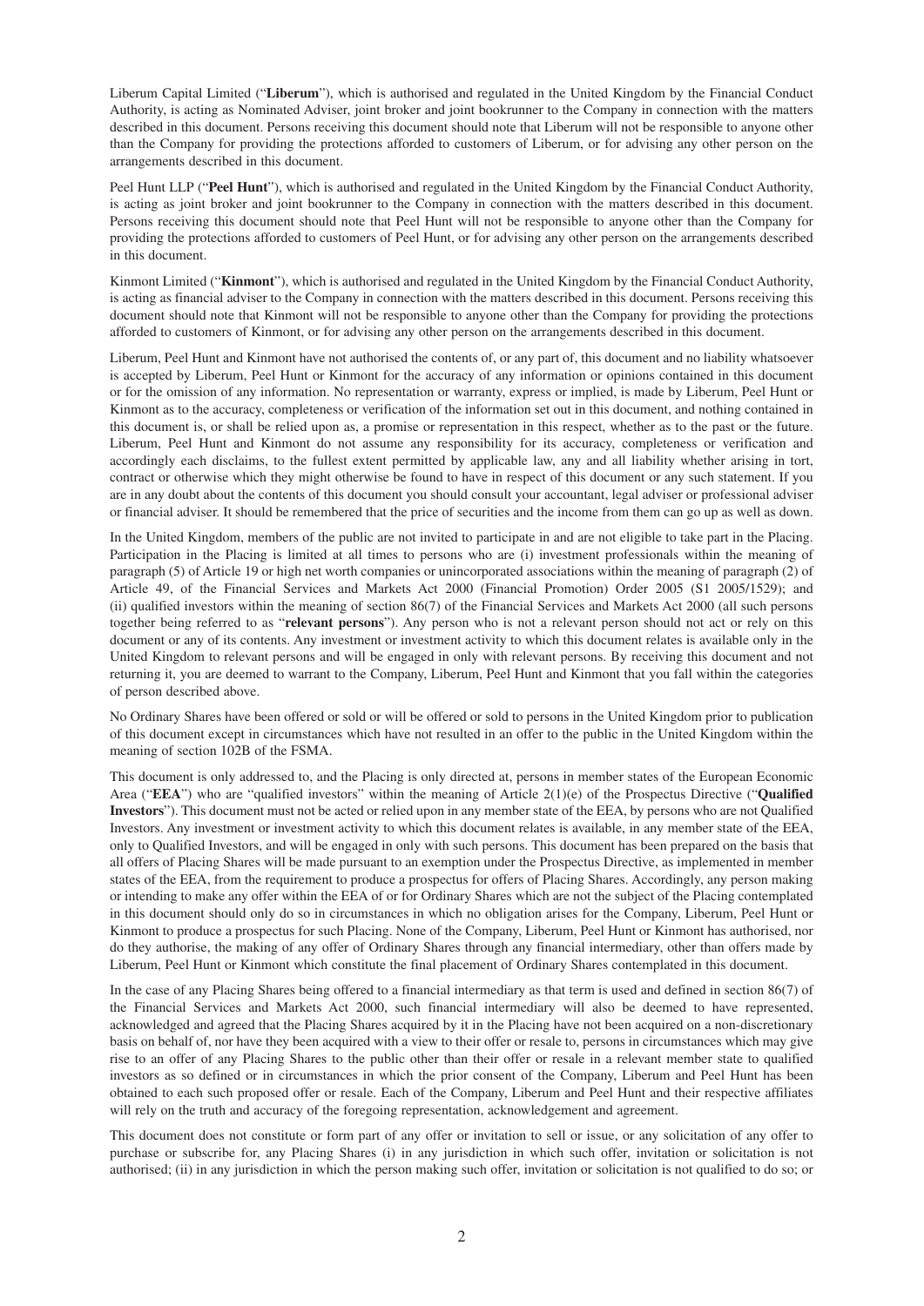Liberum Capital Limited ("**Liberum**"), which is authorised and regulated in the United Kingdom by the Financial Conduct Authority, is acting as Nominated Adviser, joint broker and joint bookrunner to the Company in connection with the matters described in this document. Persons receiving this document should note that Liberum will not be responsible to anyone other than the Company for providing the protections afforded to customers of Liberum, or for advising any other person on the arrangements described in this document.

Peel Hunt LLP ("**Peel Hunt**"), which is authorised and regulated in the United Kingdom by the Financial Conduct Authority, is acting as joint broker and joint bookrunner to the Company in connection with the matters described in this document. Persons receiving this document should note that Peel Hunt will not be responsible to anyone other than the Company for providing the protections afforded to customers of Peel Hunt, or for advising any other person on the arrangements described in this document.

Kinmont Limited ("**Kinmont**"), which is authorised and regulated in the United Kingdom by the Financial Conduct Authority, is acting as financial adviser to the Company in connection with the matters described in this document. Persons receiving this document should note that Kinmont will not be responsible to anyone other than the Company for providing the protections afforded to customers of Kinmont, or for advising any other person on the arrangements described in this document.

Liberum, Peel Hunt and Kinmont have not authorised the contents of, or any part of, this document and no liability whatsoever is accepted by Liberum, Peel Hunt or Kinmont for the accuracy of any information or opinions contained in this document or for the omission of any information. No representation or warranty, express or implied, is made by Liberum, Peel Hunt or Kinmont as to the accuracy, completeness or verification of the information set out in this document, and nothing contained in this document is, or shall be relied upon as, a promise or representation in this respect, whether as to the past or the future. Liberum, Peel Hunt and Kinmont do not assume any responsibility for its accuracy, completeness or verification and accordingly each disclaims, to the fullest extent permitted by applicable law, any and all liability whether arising in tort, contract or otherwise which they might otherwise be found to have in respect of this document or any such statement. If you are in any doubt about the contents of this document you should consult your accountant, legal adviser or professional adviser or financial adviser. It should be remembered that the price of securities and the income from them can go up as well as down.

In the United Kingdom, members of the public are not invited to participate in and are not eligible to take part in the Placing. Participation in the Placing is limited at all times to persons who are (i) investment professionals within the meaning of paragraph (5) of Article 19 or high net worth companies or unincorporated associations within the meaning of paragraph (2) of Article 49, of the Financial Services and Markets Act 2000 (Financial Promotion) Order 2005 (S1 2005/1529); and (ii) qualified investors within the meaning of section 86(7) of the Financial Services and Markets Act 2000 (all such persons together being referred to as "**relevant persons**"). Any person who is not a relevant person should not act or rely on this document or any of its contents. Any investment or investment activity to which this document relates is available only in the United Kingdom to relevant persons and will be engaged in only with relevant persons. By receiving this document and not returning it, you are deemed to warrant to the Company, Liberum, Peel Hunt and Kinmont that you fall within the categories of person described above.

No Ordinary Shares have been offered or sold or will be offered or sold to persons in the United Kingdom prior to publication of this document except in circumstances which have not resulted in an offer to the public in the United Kingdom within the meaning of section 102B of the FSMA.

This document is only addressed to, and the Placing is only directed at, persons in member states of the European Economic Area ("**EEA**") who are "qualified investors" within the meaning of Article 2(1)(e) of the Prospectus Directive ("**Qualified Investors**"). This document must not be acted or relied upon in any member state of the EEA, by persons who are not Qualified Investors. Any investment or investment activity to which this document relates is available, in any member state of the EEA, only to Qualified Investors, and will be engaged in only with such persons. This document has been prepared on the basis that all offers of Placing Shares will be made pursuant to an exemption under the Prospectus Directive, as implemented in member states of the EEA, from the requirement to produce a prospectus for offers of Placing Shares. Accordingly, any person making or intending to make any offer within the EEA of or for Ordinary Shares which are not the subject of the Placing contemplated in this document should only do so in circumstances in which no obligation arises for the Company, Liberum, Peel Hunt or Kinmont to produce a prospectus for such Placing. None of the Company, Liberum, Peel Hunt or Kinmont has authorised, nor do they authorise, the making of any offer of Ordinary Shares through any financial intermediary, other than offers made by Liberum, Peel Hunt or Kinmont which constitute the final placement of Ordinary Shares contemplated in this document.

In the case of any Placing Shares being offered to a financial intermediary as that term is used and defined in section 86(7) of the Financial Services and Markets Act 2000, such financial intermediary will also be deemed to have represented, acknowledged and agreed that the Placing Shares acquired by it in the Placing have not been acquired on a non-discretionary basis on behalf of, nor have they been acquired with a view to their offer or resale to, persons in circumstances which may give rise to an offer of any Placing Shares to the public other than their offer or resale in a relevant member state to qualified investors as so defined or in circumstances in which the prior consent of the Company, Liberum and Peel Hunt has been obtained to each such proposed offer or resale. Each of the Company, Liberum and Peel Hunt and their respective affiliates will rely on the truth and accuracy of the foregoing representation, acknowledgement and agreement.

This document does not constitute or form part of any offer or invitation to sell or issue, or any solicitation of any offer to purchase or subscribe for, any Placing Shares (i) in any jurisdiction in which such offer, invitation or solicitation is not authorised; (ii) in any jurisdiction in which the person making such offer, invitation or solicitation is not qualified to do so; or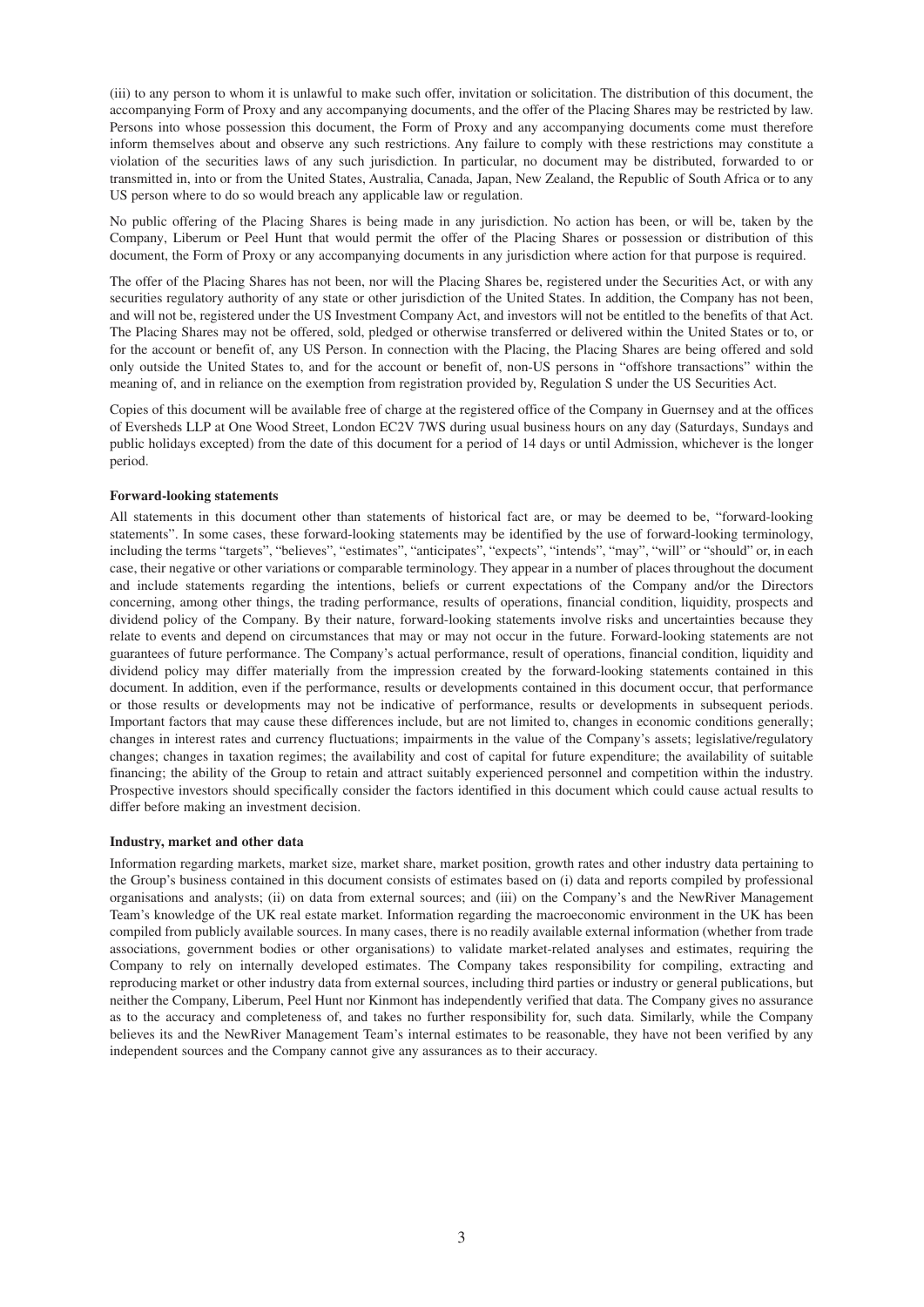(iii) to any person to whom it is unlawful to make such offer, invitation or solicitation. The distribution of this document, the accompanying Form of Proxy and any accompanying documents, and the offer of the Placing Shares may be restricted by law. Persons into whose possession this document, the Form of Proxy and any accompanying documents come must therefore inform themselves about and observe any such restrictions. Any failure to comply with these restrictions may constitute a violation of the securities laws of any such jurisdiction. In particular, no document may be distributed, forwarded to or transmitted in, into or from the United States, Australia, Canada, Japan, New Zealand, the Republic of South Africa or to any US person where to do so would breach any applicable law or regulation.

No public offering of the Placing Shares is being made in any jurisdiction. No action has been, or will be, taken by the Company, Liberum or Peel Hunt that would permit the offer of the Placing Shares or possession or distribution of this document, the Form of Proxy or any accompanying documents in any jurisdiction where action for that purpose is required.

The offer of the Placing Shares has not been, nor will the Placing Shares be, registered under the Securities Act, or with any securities regulatory authority of any state or other jurisdiction of the United States. In addition, the Company has not been, and will not be, registered under the US Investment Company Act, and investors will not be entitled to the benefits of that Act. The Placing Shares may not be offered, sold, pledged or otherwise transferred or delivered within the United States or to, or for the account or benefit of, any US Person. In connection with the Placing, the Placing Shares are being offered and sold only outside the United States to, and for the account or benefit of, non-US persons in "offshore transactions" within the meaning of, and in reliance on the exemption from registration provided by, Regulation S under the US Securities Act.

Copies of this document will be available free of charge at the registered office of the Company in Guernsey and at the offices of Eversheds LLP at One Wood Street, London EC2V 7WS during usual business hours on any day (Saturdays, Sundays and public holidays excepted) from the date of this document for a period of 14 days or until Admission, whichever is the longer period.

**Forward-looking statements**

All statements in this document other than statements of historical fact are, or may be deemed to be, "forward-looking statements". In some cases, these forward-looking statements may be identified by the use of forward-looking terminology, including the terms "targets", "believes", "estimates", "anticipates", "expects", "intends", "may", "will" or "should" or, in each case, their negative or other variations or comparable terminology. They appear in a number of places throughout the document and include statements regarding the intentions, beliefs or current expectations of the Company and/or the Directors concerning, among other things, the trading performance, results of operations, financial condition, liquidity, prospects and dividend policy of the Company. By their nature, forward-looking statements involve risks and uncertainties because they relate to events and depend on circumstances that may or may not occur in the future. Forward-looking statements are not guarantees of future performance. The Company's actual performance, result of operations, financial condition, liquidity and dividend policy may differ materially from the impression created by the forward-looking statements contained in this document. In addition, even if the performance, results or developments contained in this document occur, that performance or those results or developments may not be indicative of performance, results or developments in subsequent periods. Important factors that may cause these differences include, but are not limited to, changes in economic conditions generally; changes in interest rates and currency fluctuations; impairments in the value of the Company's assets; legislative/regulatory changes; changes in taxation regimes; the availability and cost of capital for future expenditure; the availability of suitable financing; the ability of the Group to retain and attract suitably experienced personnel and competition within the industry. Prospective investors should specifically consider the factors identified in this document which could cause actual results to differ before making an investment decision.

**Industry, market and other data**

Information regarding markets, market size, market share, market position, growth rates and other industry data pertaining to the Group's business contained in this document consists of estimates based on (i) data and reports compiled by professional organisations and analysts; (ii) on data from external sources; and (iii) on the Company's and the NewRiver Management Team's knowledge of the UK real estate market. Information regarding the macroeconomic environment in the UK has been compiled from publicly available sources. In many cases, there is no readily available external information (whether from trade associations, government bodies or other organisations) to validate market-related analyses and estimates, requiring the Company to rely on internally developed estimates. The Company takes responsibility for compiling, extracting and reproducing market or other industry data from external sources, including third parties or industry or general publications, but neither the Company, Liberum, Peel Hunt nor Kinmont has independently verified that data. The Company gives no assurance as to the accuracy and completeness of, and takes no further responsibility for, such data. Similarly, while the Company believes its and the NewRiver Management Team's internal estimates to be reasonable, they have not been verified by any independent sources and the Company cannot give any assurances as to their accuracy.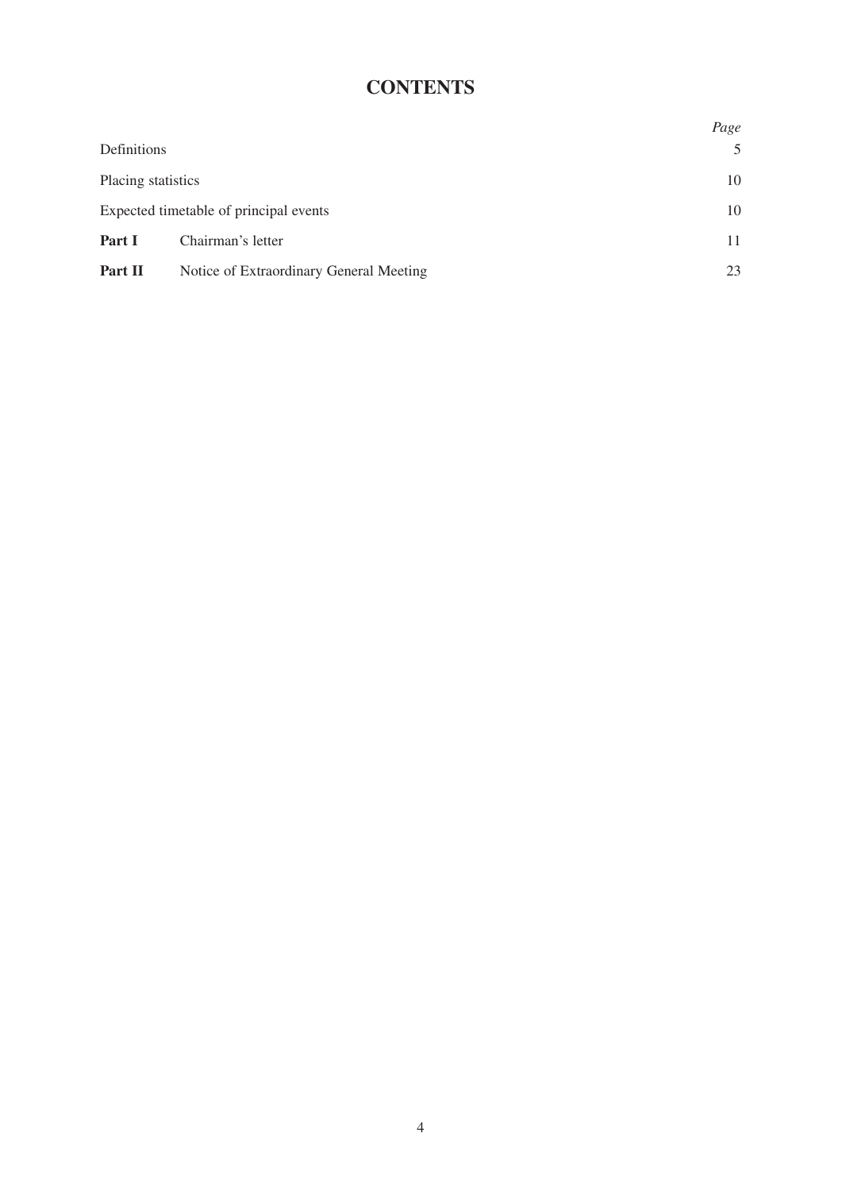# CONTENTS

| | | *Page* |
|---|---|---|
| Definitions | | 5 |
| Placing statistics | | 10 |
| Expected timetable of principal events | | 10 |
| **Part I** | Chairman's letter | 11 |
| **Part II** | Notice of Extraordinary General Meeting | 23 |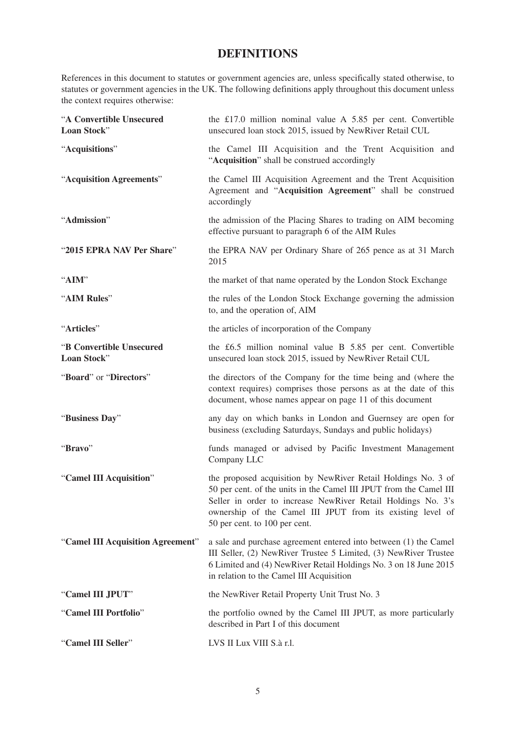# DEFINITIONS

References in this document to statutes or government agencies are, unless specifically stated otherwise, to statutes or government agencies in the UK. The following definitions apply throughout this document unless the context requires otherwise:

| | |
|---|---|
| "**A Convertible Unsecured Loan Stock**" | the £17.0 million nominal value A 5.85 per cent. Convertible unsecured loan stock 2015, issued by NewRiver Retail CUL |
| "**Acquisitions**" | the Camel III Acquisition and the Trent Acquisition and "**Acquisition**" shall be construed accordingly |
| "**Acquisition Agreements**" | the Camel III Acquisition Agreement and the Trent Acquisition Agreement and "**Acquisition Agreement**" shall be construed accordingly |
| "**Admission**" | the admission of the Placing Shares to trading on AIM becoming effective pursuant to paragraph 6 of the AIM Rules |
| "**2015 EPRA NAV Per Share**" | the EPRA NAV per Ordinary Share of 265 pence as at 31 March 2015 |
| "**AIM**" | the market of that name operated by the London Stock Exchange |
| "**AIM Rules**" | the rules of the London Stock Exchange governing the admission to, and the operation of, AIM |
| "**Articles**" | the articles of incorporation of the Company |
| "**B Convertible Unsecured Loan Stock**" | the £6.5 million nominal value B 5.85 per cent. Convertible unsecured loan stock 2015, issued by NewRiver Retail CUL |
| "**Board**" or "**Directors**" | the directors of the Company for the time being and (where the context requires) comprises those persons as at the date of this document, whose names appear on page 11 of this document |
| "**Business Day**" | any day on which banks in London and Guernsey are open for business (excluding Saturdays, Sundays and public holidays) |
| "**Bravo**" | funds managed or advised by Pacific Investment Management Company LLC |
| "**Camel III Acquisition**" | the proposed acquisition by NewRiver Retail Holdings No. 3 of 50 per cent. of the units in the Camel III JPUT from the Camel III Seller in order to increase NewRiver Retail Holdings No. 3's ownership of the Camel III JPUT from its existing level of 50 per cent. to 100 per cent. |
| "**Camel III Acquisition Agreement**" | a sale and purchase agreement entered into between (1) the Camel III Seller, (2) NewRiver Trustee 5 Limited, (3) NewRiver Trustee 6 Limited and (4) NewRiver Retail Holdings No. 3 on 18 June 2015 in relation to the Camel III Acquisition |
| "**Camel III JPUT**" | the NewRiver Retail Property Unit Trust No. 3 |
| "**Camel III Portfolio**" | the portfolio owned by the Camel III JPUT, as more particularly described in Part I of this document |
| "**Camel III Seller**" | LVS II Lux VIII S.à r.l. |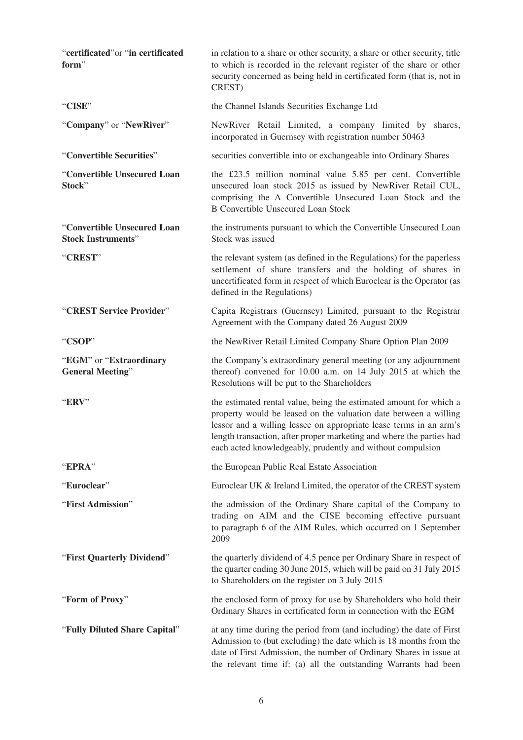| | |
|---|---|
| "**certificated**"or "**in certificated form**" | in relation to a share or other security, a share or other security, title to which is recorded in the relevant register of the share or other security concerned as being held in certificated form (that is, not in CREST) |
| "**CISE**" | the Channel Islands Securities Exchange Ltd |
| "**Company**" or "**NewRiver**" | NewRiver Retail Limited, a company limited by shares, incorporated in Guernsey with registration number 50463 |
| "**Convertible Securities**" | securities convertible into or exchangeable into Ordinary Shares |
| "**Convertible Unsecured Loan Stock**" | the £23.5 million nominal value 5.85 per cent. Convertible unsecured loan stock 2015 as issued by NewRiver Retail CUL, comprising the A Convertible Unsecured Loan Stock and the B Convertible Unsecured Loan Stock |
| "**Convertible Unsecured Loan Stock Instruments**" | the instruments pursuant to which the Convertible Unsecured Loan Stock was issued |
| "**CREST**" | the relevant system (as defined in the Regulations) for the paperless settlement of share transfers and the holding of shares in uncertificated form in respect of which Euroclear is the Operator (as defined in the Regulations) |
| "**CREST Service Provider**" | Capita Registrars (Guernsey) Limited, pursuant to the Registrar Agreement with the Company dated 26 August 2009 |
| "**CSOP**" | the NewRiver Retail Limited Company Share Option Plan 2009 |
| "**EGM**" or "**Extraordinary General Meeting**" | the Company's extraordinary general meeting (or any adjournment thereof) convened for 10.00 a.m. on 14 July 2015 at which the Resolutions will be put to the Shareholders |
| "**ERV**" | the estimated rental value, being the estimated amount for which a property would be leased on the valuation date between a willing lessor and a willing lessee on appropriate lease terms in an arm's length transaction, after proper marketing and where the parties had each acted knowledgeably, prudently and without compulsion |
| "**EPRA**" | the European Public Real Estate Association |
| "**Euroclear**" | Euroclear UK & Ireland Limited, the operator of the CREST system |
| "**First Admission**" | the admission of the Ordinary Share capital of the Company to trading on AIM and the CISE becoming effective pursuant to paragraph 6 of the AIM Rules, which occurred on 1 September 2009 |
| "**First Quarterly Dividend**" | the quarterly dividend of 4.5 pence per Ordinary Share in respect of the quarter ending 30 June 2015, which will be paid on 31 July 2015 to Shareholders on the register on 3 July 2015 |
| "**Form of Proxy**" | the enclosed form of proxy for use by Shareholders who hold their Ordinary Shares in certificated form in connection with the EGM |
| "**Fully Diluted Share Capital**" | at any time during the period from (and including) the date of First Admission to (but excluding) the date which is 18 months from the date of First Admission, the number of Ordinary Shares in issue at the relevant time if: (a) all the outstanding Warrants had been |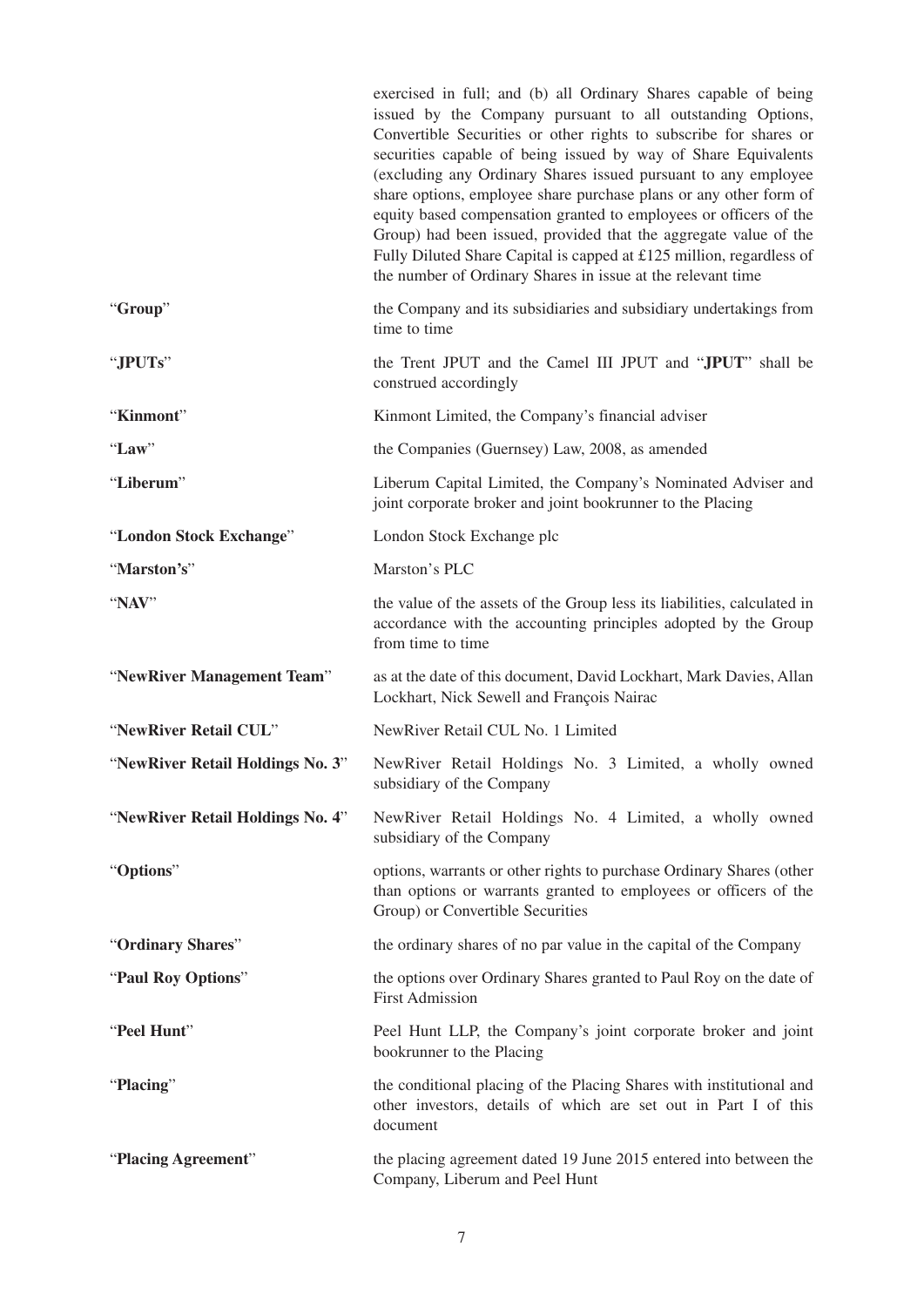| | |
|---|---|
| | exercised in full; and (b) all Ordinary Shares capable of being issued by the Company pursuant to all outstanding Options, Convertible Securities or other rights to subscribe for shares or securities capable of being issued by way of Share Equivalents (excluding any Ordinary Shares issued pursuant to any employee share options, employee share purchase plans or any other form of equity based compensation granted to employees or officers of the Group) had been issued, provided that the aggregate value of the Fully Diluted Share Capital is capped at £125 million, regardless of the number of Ordinary Shares in issue at the relevant time |
| "**Group**" | the Company and its subsidiaries and subsidiary undertakings from time to time |
| "**JPUTs**" | the Trent JPUT and the Camel III JPUT and "**JPUT**" shall be construed accordingly |
| "**Kinmont**" | Kinmont Limited, the Company's financial adviser |
| "**Law**" | the Companies (Guernsey) Law, 2008, as amended |
| "**Liberum**" | Liberum Capital Limited, the Company's Nominated Adviser and joint corporate broker and joint bookrunner to the Placing |
| "**London Stock Exchange**" | London Stock Exchange plc |
| "**Marston's**" | Marston's PLC |
| "**NAV**" | the value of the assets of the Group less its liabilities, calculated in accordance with the accounting principles adopted by the Group from time to time |
| "**NewRiver Management Team**" | as at the date of this document, David Lockhart, Mark Davies, Allan Lockhart, Nick Sewell and François Nairac |
| "**NewRiver Retail CUL**" | NewRiver Retail CUL No. 1 Limited |
| "**NewRiver Retail Holdings No. 3**" | NewRiver Retail Holdings No. 3 Limited, a wholly owned subsidiary of the Company |
| "**NewRiver Retail Holdings No. 4**" | NewRiver Retail Holdings No. 4 Limited, a wholly owned subsidiary of the Company |
| "**Options**" | options, warrants or other rights to purchase Ordinary Shares (other than options or warrants granted to employees or officers of the Group) or Convertible Securities |
| "**Ordinary Shares**" | the ordinary shares of no par value in the capital of the Company |
| "**Paul Roy Options**" | the options over Ordinary Shares granted to Paul Roy on the date of First Admission |
| "**Peel Hunt**" | Peel Hunt LLP, the Company's joint corporate broker and joint bookrunner to the Placing |
| "**Placing**" | the conditional placing of the Placing Shares with institutional and other investors, details of which are set out in Part I of this document |
| "**Placing Agreement**" | the placing agreement dated 19 June 2015 entered into between the Company, Liberum and Peel Hunt |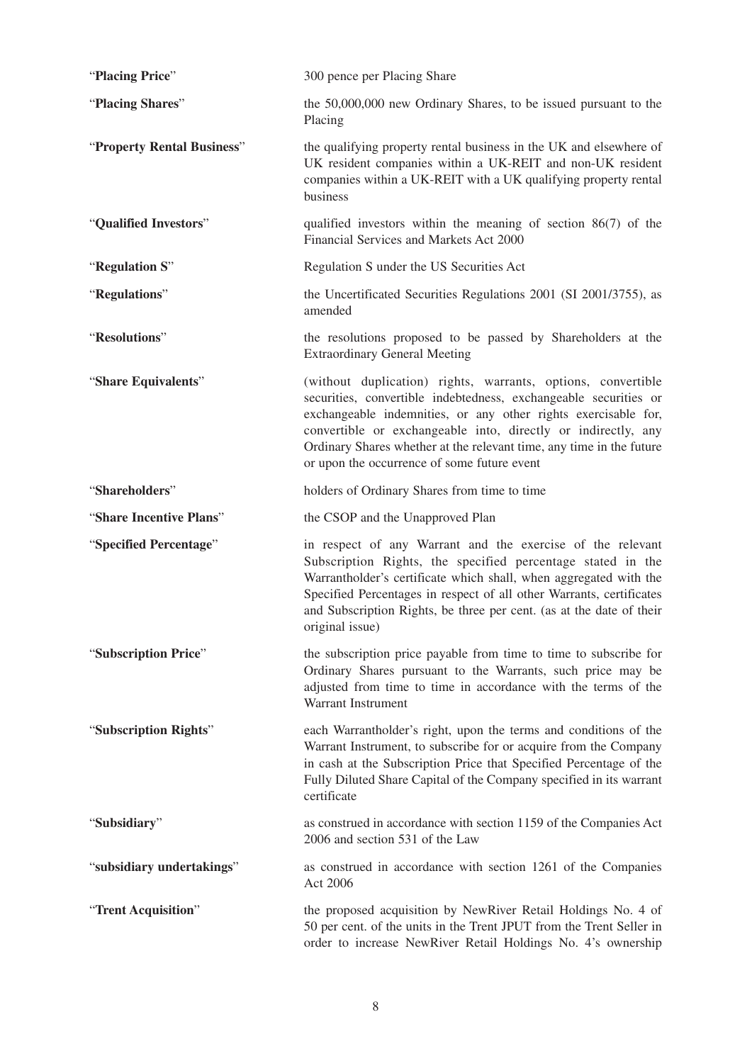| | |
|---|---|
| "**Placing Price**" | 300 pence per Placing Share |
| "**Placing Shares**" | the 50,000,000 new Ordinary Shares, to be issued pursuant to the Placing |
| "**Property Rental Business**" | the qualifying property rental business in the UK and elsewhere of UK resident companies within a UK-REIT and non-UK resident companies within a UK-REIT with a UK qualifying property rental business |
| "**Qualified Investors**" | qualified investors within the meaning of section 86(7) of the Financial Services and Markets Act 2000 |
| "**Regulation S**" | Regulation S under the US Securities Act |
| "**Regulations**" | the Uncertificated Securities Regulations 2001 (SI 2001/3755), as amended |
| "**Resolutions**" | the resolutions proposed to be passed by Shareholders at the Extraordinary General Meeting |
| "**Share Equivalents**" | (without duplication) rights, warrants, options, convertible securities, convertible indebtedness, exchangeable securities or exchangeable indemnities, or any other rights exercisable for, convertible or exchangeable into, directly or indirectly, any Ordinary Shares whether at the relevant time, any time in the future or upon the occurrence of some future event |
| "**Shareholders**" | holders of Ordinary Shares from time to time |
| "**Share Incentive Plans**" | the CSOP and the Unapproved Plan |
| "**Specified Percentage**" | in respect of any Warrant and the exercise of the relevant Subscription Rights, the specified percentage stated in the Warrantholder's certificate which shall, when aggregated with the Specified Percentages in respect of all other Warrants, certificates and Subscription Rights, be three per cent. (as at the date of their original issue) |
| "**Subscription Price**" | the subscription price payable from time to time to subscribe for Ordinary Shares pursuant to the Warrants, such price may be adjusted from time to time in accordance with the terms of the Warrant Instrument |
| "**Subscription Rights**" | each Warrantholder's right, upon the terms and conditions of the Warrant Instrument, to subscribe for or acquire from the Company in cash at the Subscription Price that Specified Percentage of the Fully Diluted Share Capital of the Company specified in its warrant certificate |
| "**Subsidiary**" | as construed in accordance with section 1159 of the Companies Act 2006 and section 531 of the Law |
| "**subsidiary undertakings**" | as construed in accordance with section 1261 of the Companies Act 2006 |
| "**Trent Acquisition**" | the proposed acquisition by NewRiver Retail Holdings No. 4 of 50 per cent. of the units in the Trent JPUT from the Trent Seller in order to increase NewRiver Retail Holdings No. 4's ownership |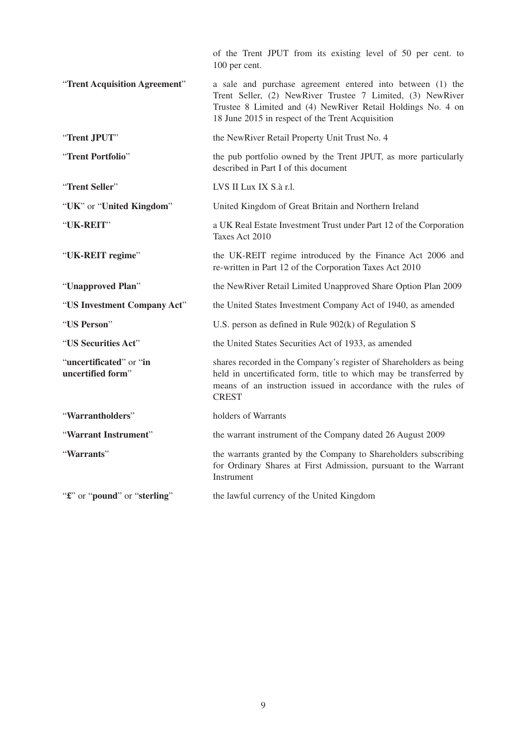| | |
|---|---|
| | of the Trent JPUT from its existing level of 50 per cent. to 100 per cent. |
| "**Trent Acquisition Agreement**" | a sale and purchase agreement entered into between (1) the Trent Seller, (2) NewRiver Trustee 7 Limited, (3) NewRiver Trustee 8 Limited and (4) NewRiver Retail Holdings No. 4 on 18 June 2015 in respect of the Trent Acquisition |
| "**Trent JPUT**" | the NewRiver Retail Property Unit Trust No. 4 |
| "**Trent Portfolio**" | the pub portfolio owned by the Trent JPUT, as more particularly described in Part I of this document |
| "**Trent Seller**" | LVS II Lux IX S.à r.l. |
| "**UK**" or "**United Kingdom**" | United Kingdom of Great Britain and Northern Ireland |
| "**UK-REIT**" | a UK Real Estate Investment Trust under Part 12 of the Corporation Taxes Act 2010 |
| "**UK-REIT regime**" | the UK-REIT regime introduced by the Finance Act 2006 and re-written in Part 12 of the Corporation Taxes Act 2010 |
| "**Unapproved Plan**" | the NewRiver Retail Limited Unapproved Share Option Plan 2009 |
| "**US Investment Company Act**" | the United States Investment Company Act of 1940, as amended |
| "**US Person**" | U.S. person as defined in Rule 902(k) of Regulation S |
| "**US Securities Act**" | the United States Securities Act of 1933, as amended |
| "**uncertificated**" or "**in uncertified form**" | shares recorded in the Company's register of Shareholders as being held in uncertificated form, title to which may be transferred by means of an instruction issued in accordance with the rules of CREST |
| "**Warrantholders**" | holders of Warrants |
| "**Warrant Instrument**" | the warrant instrument of the Company dated 26 August 2009 |
| "**Warrants**" | the warrants granted by the Company to Shareholders subscribing for Ordinary Shares at First Admission, pursuant to the Warrant Instrument |
| "**£**" or "**pound**" or "**sterling**" | the lawful currency of the United Kingdom |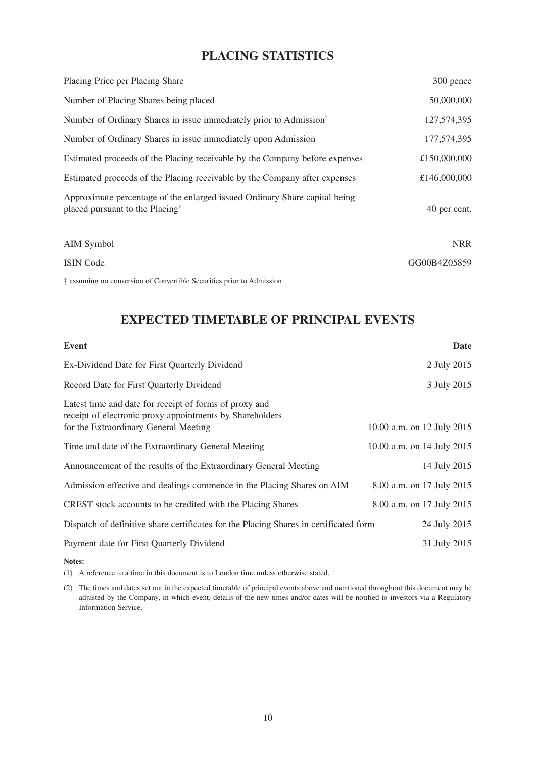## PLACING STATISTICS

| | |
|---|---|
| Placing Price per Placing Share | 300 pence |
| Number of Placing Shares being placed | 50,000,000 |
| Number of Ordinary Shares in issue immediately prior to Admission† | 127,574,395 |
| Number of Ordinary Shares in issue immediately upon Admission | 177,574,395 |
| Estimated proceeds of the Placing receivable by the Company before expenses | £150,000,000 |
| Estimated proceeds of the Placing receivable by the Company after expenses | £146,000,000 |
| Approximate percentage of the enlarged issued Ordinary Share capital being placed pursuant to the Placing† | 40 per cent. |
| AIM Symbol | NRR |
| ISIN Code | GG00B4Z05859 |

† assuming no conversion of Convertible Securities prior to Admission

## EXPECTED TIMETABLE OF PRINCIPAL EVENTS

| Event | Date |
|---|---|
| Ex-Dividend Date for First Quarterly Dividend | 2 July 2015 |
| Record Date for First Quarterly Dividend | 3 July 2015 |
| Latest time and date for receipt of forms of proxy and receipt of electronic proxy appointments by Shareholders for the Extraordinary General Meeting | 10.00 a.m. on 12 July 2015 |
| Time and date of the Extraordinary General Meeting | 10.00 a.m. on 14 July 2015 |
| Announcement of the results of the Extraordinary General Meeting | 14 July 2015 |
| Admission effective and dealings commence in the Placing Shares on AIM | 8.00 a.m. on 17 July 2015 |
| CREST stock accounts to be credited with the Placing Shares | 8.00 a.m. on 17 July 2015 |
| Dispatch of definitive share certificates for the Placing Shares in certificated form | 24 July 2015 |
| Payment date for First Quarterly Dividend | 31 July 2015 |

**Notes:**

(1) A reference to a time in this document is to London time unless otherwise stated.

(2) The times and dates set out in the expected timetable of principal events above and mentioned throughout this document may be adjusted by the Company, in which event, details of the new times and/or dates will be notified to investors via a Regulatory Information Service.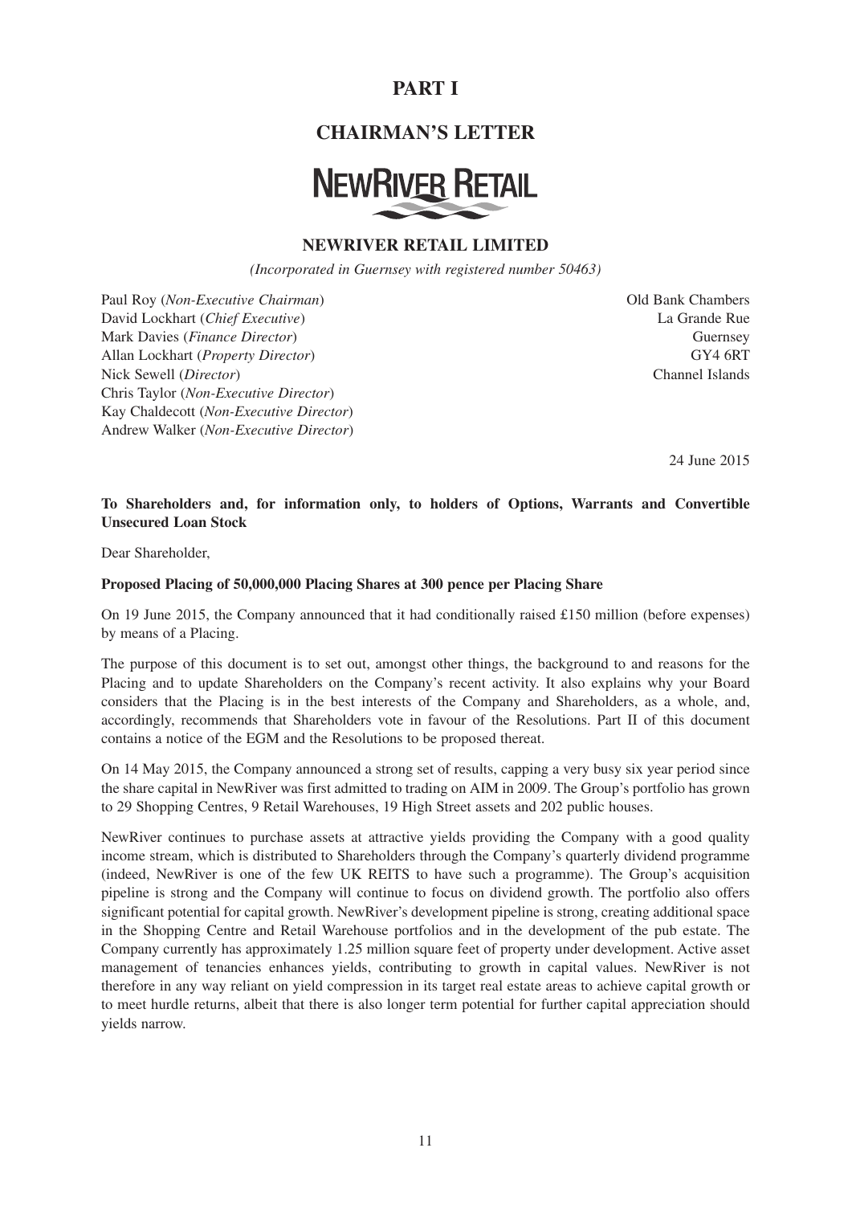# PART I

## CHAIRMAN'S LETTER

NEWRIVER RETAIL

### NEWRIVER RETAIL LIMITED

*(Incorporated in Guernsey with registered number 50463)*

Paul Roy (*Non-Executive Chairman*)
David Lockhart (*Chief Executive*)
Mark Davies (*Finance Director*)
Allan Lockhart (*Property Director*)
Nick Sewell (*Director*)
Chris Taylor (*Non-Executive Director*)
Kay Chaldecott (*Non-Executive Director*)
Andrew Walker (*Non-Executive Director*)

Old Bank Chambers
La Grande Rue
Guernsey
GY4 6RT
Channel Islands

24 June 2015

**To Shareholders and, for information only, to holders of Options, Warrants and Convertible Unsecured Loan Stock**

Dear Shareholder,

**Proposed Placing of 50,000,000 Placing Shares at 300 pence per Placing Share**

On 19 June 2015, the Company announced that it had conditionally raised £150 million (before expenses) by means of a Placing.

The purpose of this document is to set out, amongst other things, the background to and reasons for the Placing and to update Shareholders on the Company's recent activity. It also explains why your Board considers that the Placing is in the best interests of the Company and Shareholders, as a whole, and, accordingly, recommends that Shareholders vote in favour of the Resolutions. Part II of this document contains a notice of the EGM and the Resolutions to be proposed thereat.

On 14 May 2015, the Company announced a strong set of results, capping a very busy six year period since the share capital in NewRiver was first admitted to trading on AIM in 2009. The Group's portfolio has grown to 29 Shopping Centres, 9 Retail Warehouses, 19 High Street assets and 202 public houses.

NewRiver continues to purchase assets at attractive yields providing the Company with a good quality income stream, which is distributed to Shareholders through the Company's quarterly dividend programme (indeed, NewRiver is one of the few UK REITS to have such a programme). The Group's acquisition pipeline is strong and the Company will continue to focus on dividend growth. The portfolio also offers significant potential for capital growth. NewRiver's development pipeline is strong, creating additional space in the Shopping Centre and Retail Warehouse portfolios and in the development of the pub estate. The Company currently has approximately 1.25 million square feet of property under development. Active asset management of tenancies enhances yields, contributing to growth in capital values. NewRiver is not therefore in any way reliant on yield compression in its target real estate areas to achieve capital growth or to meet hurdle returns, albeit that there is also longer term potential for further capital appreciation should yields narrow.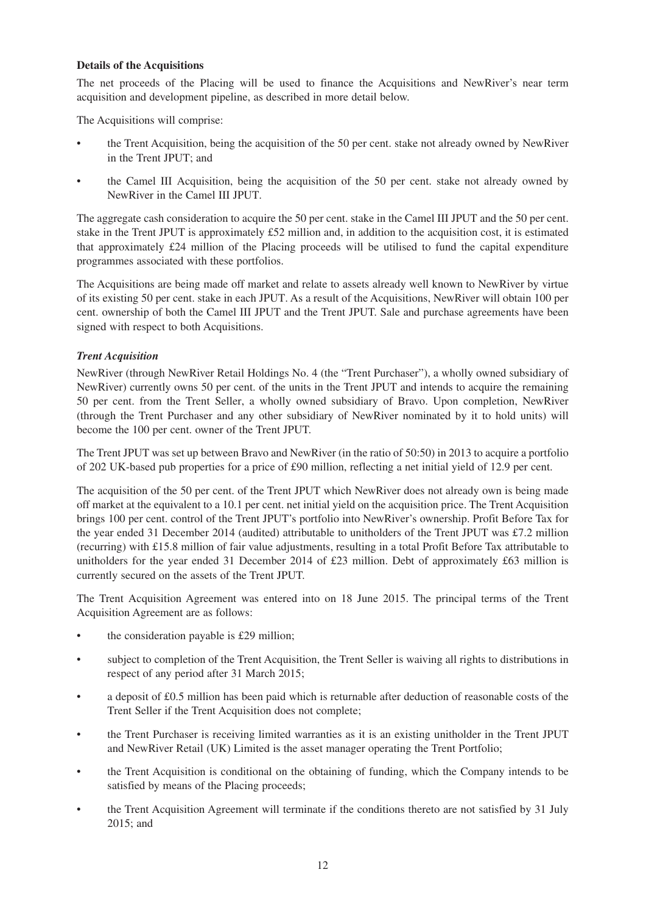**Details of the Acquisitions**

The net proceeds of the Placing will be used to finance the Acquisitions and NewRiver's near term acquisition and development pipeline, as described in more detail below.

The Acquisitions will comprise:

- the Trent Acquisition, being the acquisition of the 50 per cent. stake not already owned by NewRiver in the Trent JPUT; and
- the Camel III Acquisition, being the acquisition of the 50 per cent. stake not already owned by NewRiver in the Camel III JPUT.

The aggregate cash consideration to acquire the 50 per cent. stake in the Camel III JPUT and the 50 per cent. stake in the Trent JPUT is approximately £52 million and, in addition to the acquisition cost, it is estimated that approximately £24 million of the Placing proceeds will be utilised to fund the capital expenditure programmes associated with these portfolios.

The Acquisitions are being made off market and relate to assets already well known to NewRiver by virtue of its existing 50 per cent. stake in each JPUT. As a result of the Acquisitions, NewRiver will obtain 100 per cent. ownership of both the Camel III JPUT and the Trent JPUT. Sale and purchase agreements have been signed with respect to both Acquisitions.

***Trent Acquisition***

NewRiver (through NewRiver Retail Holdings No. 4 (the "Trent Purchaser"), a wholly owned subsidiary of NewRiver) currently owns 50 per cent. of the units in the Trent JPUT and intends to acquire the remaining 50 per cent. from the Trent Seller, a wholly owned subsidiary of Bravo. Upon completion, NewRiver (through the Trent Purchaser and any other subsidiary of NewRiver nominated by it to hold units) will become the 100 per cent. owner of the Trent JPUT.

The Trent JPUT was set up between Bravo and NewRiver (in the ratio of 50:50) in 2013 to acquire a portfolio of 202 UK-based pub properties for a price of £90 million, reflecting a net initial yield of 12.9 per cent.

The acquisition of the 50 per cent. of the Trent JPUT which NewRiver does not already own is being made off market at the equivalent to a 10.1 per cent. net initial yield on the acquisition price. The Trent Acquisition brings 100 per cent. control of the Trent JPUT's portfolio into NewRiver's ownership. Profit Before Tax for the year ended 31 December 2014 (audited) attributable to unitholders of the Trent JPUT was £7.2 million (recurring) with £15.8 million of fair value adjustments, resulting in a total Profit Before Tax attributable to unitholders for the year ended 31 December 2014 of £23 million. Debt of approximately £63 million is currently secured on the assets of the Trent JPUT.

The Trent Acquisition Agreement was entered into on 18 June 2015. The principal terms of the Trent Acquisition Agreement are as follows:

- the consideration payable is £29 million;
- subject to completion of the Trent Acquisition, the Trent Seller is waiving all rights to distributions in respect of any period after 31 March 2015;
- a deposit of £0.5 million has been paid which is returnable after deduction of reasonable costs of the Trent Seller if the Trent Acquisition does not complete;
- the Trent Purchaser is receiving limited warranties as it is an existing unitholder in the Trent JPUT and NewRiver Retail (UK) Limited is the asset manager operating the Trent Portfolio;
- the Trent Acquisition is conditional on the obtaining of funding, which the Company intends to be satisfied by means of the Placing proceeds;
- the Trent Acquisition Agreement will terminate if the conditions thereto are not satisfied by 31 July 2015; and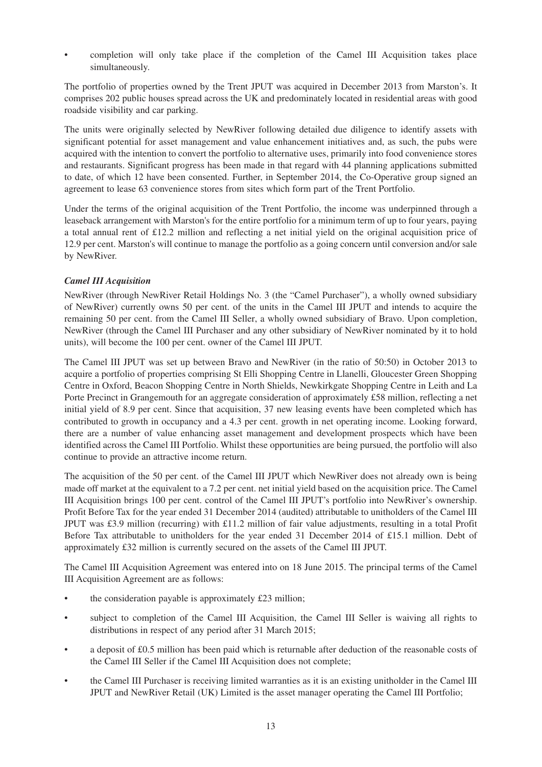- completion will only take place if the completion of the Camel III Acquisition takes place simultaneously.

The portfolio of properties owned by the Trent JPUT was acquired in December 2013 from Marston's. It comprises 202 public houses spread across the UK and predominately located in residential areas with good roadside visibility and car parking.

The units were originally selected by NewRiver following detailed due diligence to identify assets with significant potential for asset management and value enhancement initiatives and, as such, the pubs were acquired with the intention to convert the portfolio to alternative uses, primarily into food convenience stores and restaurants. Significant progress has been made in that regard with 44 planning applications submitted to date, of which 12 have been consented. Further, in September 2014, the Co-Operative group signed an agreement to lease 63 convenience stores from sites which form part of the Trent Portfolio.

Under the terms of the original acquisition of the Trent Portfolio, the income was underpinned through a leaseback arrangement with Marston's for the entire portfolio for a minimum term of up to four years, paying a total annual rent of £12.2 million and reflecting a net initial yield on the original acquisition price of 12.9 per cent. Marston's will continue to manage the portfolio as a going concern until conversion and/or sale by NewRiver.

### *Camel III Acquisition*

NewRiver (through NewRiver Retail Holdings No. 3 (the "Camel Purchaser"), a wholly owned subsidiary of NewRiver) currently owns 50 per cent. of the units in the Camel III JPUT and intends to acquire the remaining 50 per cent. from the Camel III Seller, a wholly owned subsidiary of Bravo. Upon completion, NewRiver (through the Camel III Purchaser and any other subsidiary of NewRiver nominated by it to hold units), will become the 100 per cent. owner of the Camel III JPUT.

The Camel III JPUT was set up between Bravo and NewRiver (in the ratio of 50:50) in October 2013 to acquire a portfolio of properties comprising St Elli Shopping Centre in Llanelli, Gloucester Green Shopping Centre in Oxford, Beacon Shopping Centre in North Shields, Newkirkgate Shopping Centre in Leith and La Porte Precinct in Grangemouth for an aggregate consideration of approximately £58 million, reflecting a net initial yield of 8.9 per cent. Since that acquisition, 37 new leasing events have been completed which has contributed to growth in occupancy and a 4.3 per cent. growth in net operating income. Looking forward, there are a number of value enhancing asset management and development prospects which have been identified across the Camel III Portfolio. Whilst these opportunities are being pursued, the portfolio will also continue to provide an attractive income return.

The acquisition of the 50 per cent. of the Camel III JPUT which NewRiver does not already own is being made off market at the equivalent to a 7.2 per cent. net initial yield based on the acquisition price. The Camel III Acquisition brings 100 per cent. control of the Camel III JPUT's portfolio into NewRiver's ownership. Profit Before Tax for the year ended 31 December 2014 (audited) attributable to unitholders of the Camel III JPUT was £3.9 million (recurring) with £11.2 million of fair value adjustments, resulting in a total Profit Before Tax attributable to unitholders for the year ended 31 December 2014 of £15.1 million. Debt of approximately £32 million is currently secured on the assets of the Camel III JPUT.

The Camel III Acquisition Agreement was entered into on 18 June 2015. The principal terms of the Camel III Acquisition Agreement are as follows:

- the consideration payable is approximately £23 million;
- subject to completion of the Camel III Acquisition, the Camel III Seller is waiving all rights to distributions in respect of any period after 31 March 2015;
- a deposit of £0.5 million has been paid which is returnable after deduction of the reasonable costs of the Camel III Seller if the Camel III Acquisition does not complete;
- the Camel III Purchaser is receiving limited warranties as it is an existing unitholder in the Camel III JPUT and NewRiver Retail (UK) Limited is the asset manager operating the Camel III Portfolio;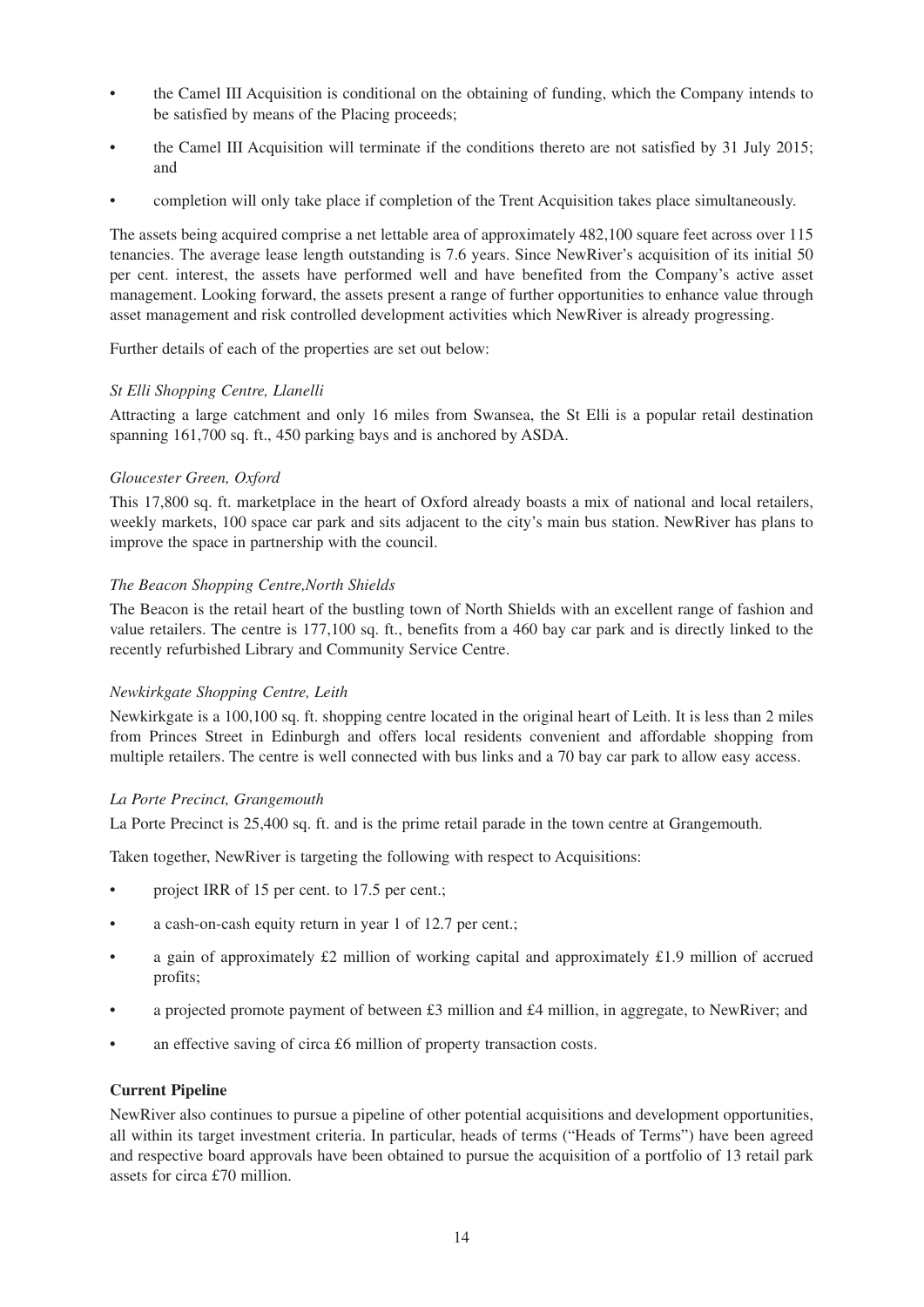- the Camel III Acquisition is conditional on the obtaining of funding, which the Company intends to be satisfied by means of the Placing proceeds;
- the Camel III Acquisition will terminate if the conditions thereto are not satisfied by 31 July 2015; and
- completion will only take place if completion of the Trent Acquisition takes place simultaneously.

The assets being acquired comprise a net lettable area of approximately 482,100 square feet across over 115 tenancies. The average lease length outstanding is 7.6 years. Since NewRiver's acquisition of its initial 50 per cent. interest, the assets have performed well and have benefited from the Company's active asset management. Looking forward, the assets present a range of further opportunities to enhance value through asset management and risk controlled development activities which NewRiver is already progressing.

Further details of each of the properties are set out below:

*St Elli Shopping Centre, Llanelli*

Attracting a large catchment and only 16 miles from Swansea, the St Elli is a popular retail destination spanning 161,700 sq. ft., 450 parking bays and is anchored by ASDA.

*Gloucester Green, Oxford*

This 17,800 sq. ft. marketplace in the heart of Oxford already boasts a mix of national and local retailers, weekly markets, 100 space car park and sits adjacent to the city's main bus station. NewRiver has plans to improve the space in partnership with the council.

*The Beacon Shopping Centre,North Shields*

The Beacon is the retail heart of the bustling town of North Shields with an excellent range of fashion and value retailers. The centre is 177,100 sq. ft., benefits from a 460 bay car park and is directly linked to the recently refurbished Library and Community Service Centre.

*Newkirkgate Shopping Centre, Leith*

Newkirkgate is a 100,100 sq. ft. shopping centre located in the original heart of Leith. It is less than 2 miles from Princes Street in Edinburgh and offers local residents convenient and affordable shopping from multiple retailers. The centre is well connected with bus links and a 70 bay car park to allow easy access.

*La Porte Precinct, Grangemouth*

La Porte Precinct is 25,400 sq. ft. and is the prime retail parade in the town centre at Grangemouth.

Taken together, NewRiver is targeting the following with respect to Acquisitions:

- project IRR of 15 per cent. to 17.5 per cent.;
- a cash-on-cash equity return in year 1 of 12.7 per cent.;
- a gain of approximately £2 million of working capital and approximately £1.9 million of accrued profits;
- a projected promote payment of between £3 million and £4 million, in aggregate, to NewRiver; and
- an effective saving of circa £6 million of property transaction costs.

**Current Pipeline**

NewRiver also continues to pursue a pipeline of other potential acquisitions and development opportunities, all within its target investment criteria. In particular, heads of terms ("Heads of Terms") have been agreed and respective board approvals have been obtained to pursue the acquisition of a portfolio of 13 retail park assets for circa £70 million.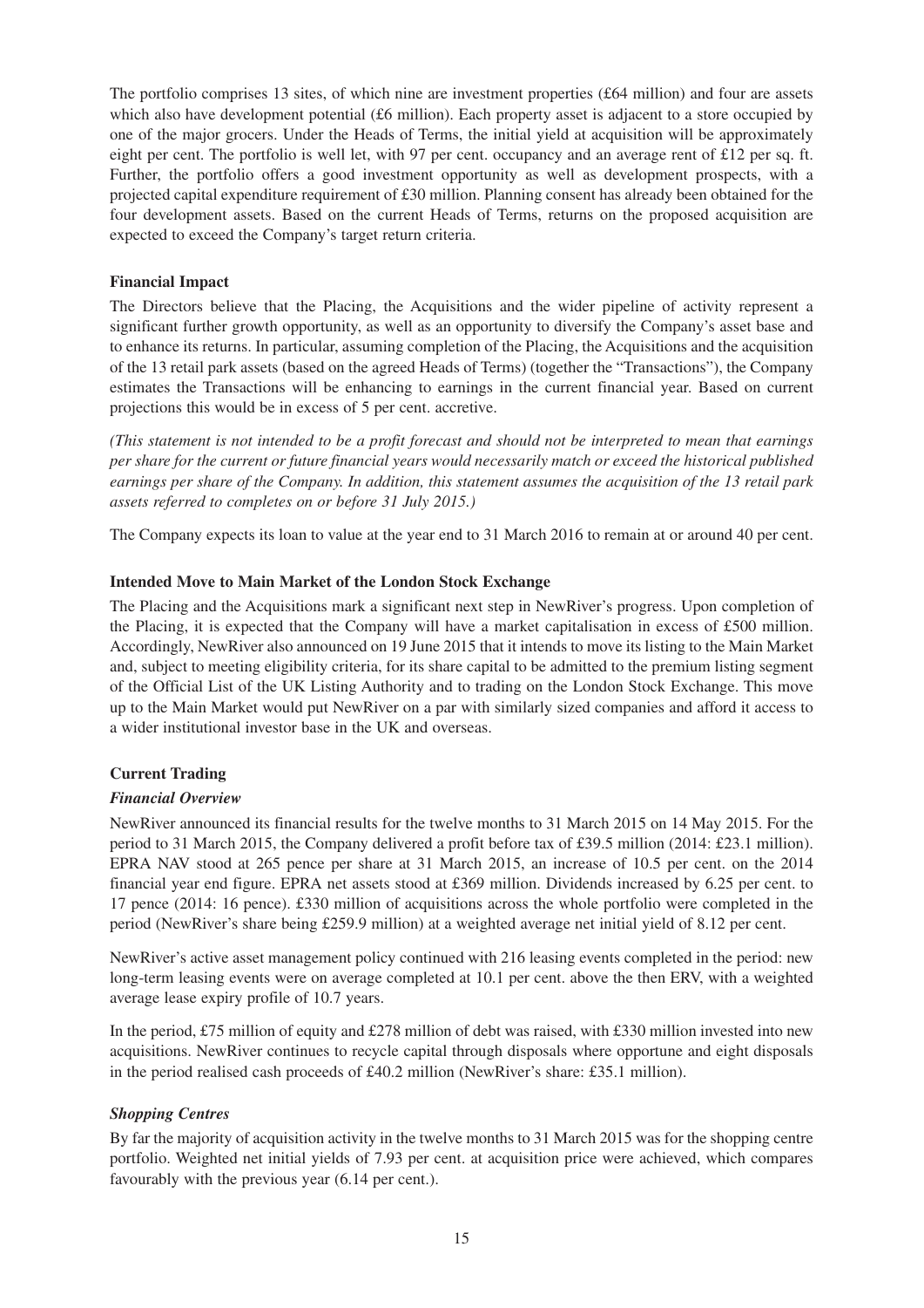The portfolio comprises 13 sites, of which nine are investment properties (£64 million) and four are assets which also have development potential (£6 million). Each property asset is adjacent to a store occupied by one of the major grocers. Under the Heads of Terms, the initial yield at acquisition will be approximately eight per cent. The portfolio is well let, with 97 per cent. occupancy and an average rent of £12 per sq. ft. Further, the portfolio offers a good investment opportunity as well as development prospects, with a projected capital expenditure requirement of £30 million. Planning consent has already been obtained for the four development assets. Based on the current Heads of Terms, returns on the proposed acquisition are expected to exceed the Company's target return criteria.

**Financial Impact**

The Directors believe that the Placing, the Acquisitions and the wider pipeline of activity represent a significant further growth opportunity, as well as an opportunity to diversify the Company's asset base and to enhance its returns. In particular, assuming completion of the Placing, the Acquisitions and the acquisition of the 13 retail park assets (based on the agreed Heads of Terms) (together the "Transactions"), the Company estimates the Transactions will be enhancing to earnings in the current financial year. Based on current projections this would be in excess of 5 per cent. accretive.

*(This statement is not intended to be a profit forecast and should not be interpreted to mean that earnings per share for the current or future financial years would necessarily match or exceed the historical published earnings per share of the Company. In addition, this statement assumes the acquisition of the 13 retail park assets referred to completes on or before 31 July 2015.)*

The Company expects its loan to value at the year end to 31 March 2016 to remain at or around 40 per cent.

**Intended Move to Main Market of the London Stock Exchange**

The Placing and the Acquisitions mark a significant next step in NewRiver's progress. Upon completion of the Placing, it is expected that the Company will have a market capitalisation in excess of £500 million. Accordingly, NewRiver also announced on 19 June 2015 that it intends to move its listing to the Main Market and, subject to meeting eligibility criteria, for its share capital to be admitted to the premium listing segment of the Official List of the UK Listing Authority and to trading on the London Stock Exchange. This move up to the Main Market would put NewRiver on a par with similarly sized companies and afford it access to a wider institutional investor base in the UK and overseas.

**Current Trading**

***Financial Overview***

NewRiver announced its financial results for the twelve months to 31 March 2015 on 14 May 2015. For the period to 31 March 2015, the Company delivered a profit before tax of £39.5 million (2014: £23.1 million). EPRA NAV stood at 265 pence per share at 31 March 2015, an increase of 10.5 per cent. on the 2014 financial year end figure. EPRA net assets stood at £369 million. Dividends increased by 6.25 per cent. to 17 pence (2014: 16 pence). £330 million of acquisitions across the whole portfolio were completed in the period (NewRiver's share being £259.9 million) at a weighted average net initial yield of 8.12 per cent.

NewRiver's active asset management policy continued with 216 leasing events completed in the period: new long-term leasing events were on average completed at 10.1 per cent. above the then ERV, with a weighted average lease expiry profile of 10.7 years.

In the period, £75 million of equity and £278 million of debt was raised, with £330 million invested into new acquisitions. NewRiver continues to recycle capital through disposals where opportune and eight disposals in the period realised cash proceeds of £40.2 million (NewRiver's share: £35.1 million).

***Shopping Centres***

By far the majority of acquisition activity in the twelve months to 31 March 2015 was for the shopping centre portfolio. Weighted net initial yields of 7.93 per cent. at acquisition price were achieved, which compares favourably with the previous year (6.14 per cent.).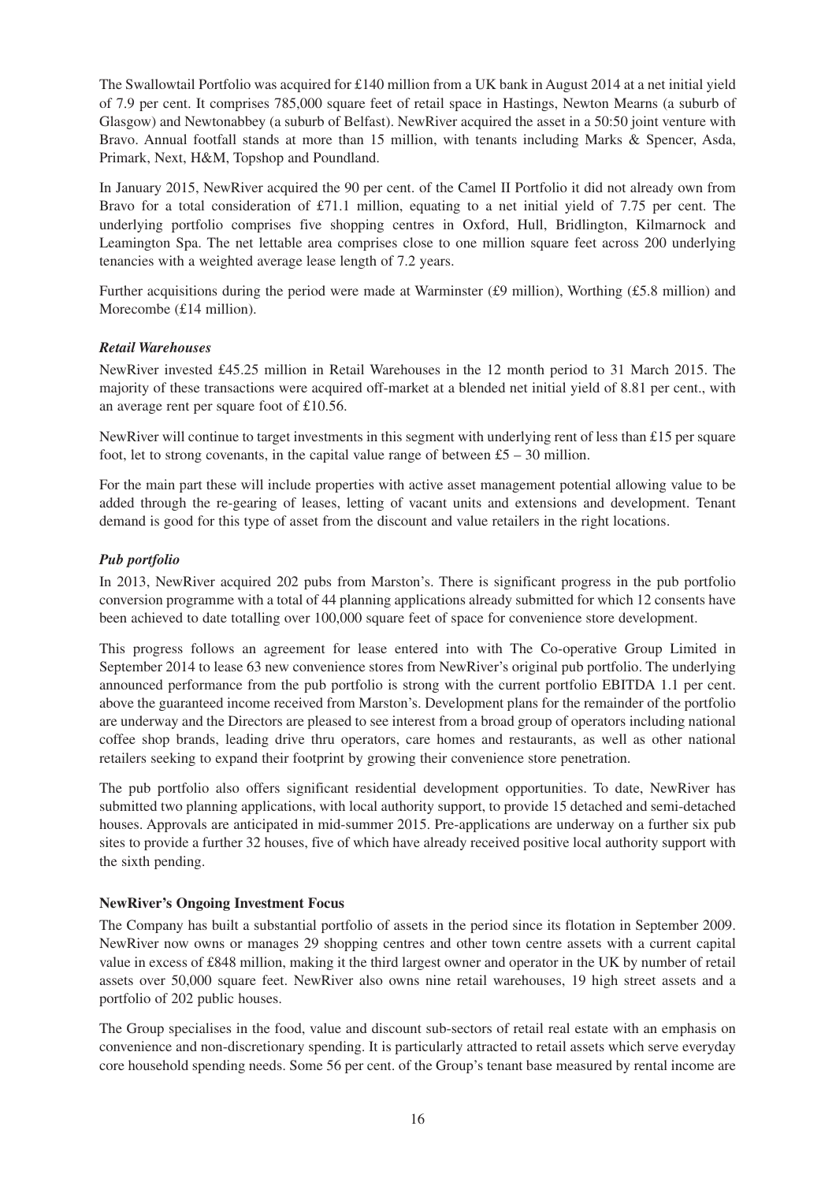The Swallowtail Portfolio was acquired for £140 million from a UK bank in August 2014 at a net initial yield of 7.9 per cent. It comprises 785,000 square feet of retail space in Hastings, Newton Mearns (a suburb of Glasgow) and Newtonabbey (a suburb of Belfast). NewRiver acquired the asset in a 50:50 joint venture with Bravo. Annual footfall stands at more than 15 million, with tenants including Marks & Spencer, Asda, Primark, Next, H&M, Topshop and Poundland.

In January 2015, NewRiver acquired the 90 per cent. of the Camel II Portfolio it did not already own from Bravo for a total consideration of £71.1 million, equating to a net initial yield of 7.75 per cent. The underlying portfolio comprises five shopping centres in Oxford, Hull, Bridlington, Kilmarnock and Leamington Spa. The net lettable area comprises close to one million square feet across 200 underlying tenancies with a weighted average lease length of 7.2 years.

Further acquisitions during the period were made at Warminster (£9 million), Worthing (£5.8 million) and Morecombe (£14 million).

***Retail Warehouses***

NewRiver invested £45.25 million in Retail Warehouses in the 12 month period to 31 March 2015. The majority of these transactions were acquired off-market at a blended net initial yield of 8.81 per cent., with an average rent per square foot of £10.56.

NewRiver will continue to target investments in this segment with underlying rent of less than £15 per square foot, let to strong covenants, in the capital value range of between £5 – 30 million.

For the main part these will include properties with active asset management potential allowing value to be added through the re-gearing of leases, letting of vacant units and extensions and development. Tenant demand is good for this type of asset from the discount and value retailers in the right locations.

***Pub portfolio***

In 2013, NewRiver acquired 202 pubs from Marston's. There is significant progress in the pub portfolio conversion programme with a total of 44 planning applications already submitted for which 12 consents have been achieved to date totalling over 100,000 square feet of space for convenience store development.

This progress follows an agreement for lease entered into with The Co-operative Group Limited in September 2014 to lease 63 new convenience stores from NewRiver's original pub portfolio. The underlying announced performance from the pub portfolio is strong with the current portfolio EBITDA 1.1 per cent. above the guaranteed income received from Marston's. Development plans for the remainder of the portfolio are underway and the Directors are pleased to see interest from a broad group of operators including national coffee shop brands, leading drive thru operators, care homes and restaurants, as well as other national retailers seeking to expand their footprint by growing their convenience store penetration.

The pub portfolio also offers significant residential development opportunities. To date, NewRiver has submitted two planning applications, with local authority support, to provide 15 detached and semi-detached houses. Approvals are anticipated in mid-summer 2015. Pre-applications are underway on a further six pub sites to provide a further 32 houses, five of which have already received positive local authority support with the sixth pending.

**NewRiver's Ongoing Investment Focus**

The Company has built a substantial portfolio of assets in the period since its flotation in September 2009. NewRiver now owns or manages 29 shopping centres and other town centre assets with a current capital value in excess of £848 million, making it the third largest owner and operator in the UK by number of retail assets over 50,000 square feet. NewRiver also owns nine retail warehouses, 19 high street assets and a portfolio of 202 public houses.

The Group specialises in the food, value and discount sub-sectors of retail real estate with an emphasis on convenience and non-discretionary spending. It is particularly attracted to retail assets which serve everyday core household spending needs. Some 56 per cent. of the Group's tenant base measured by rental income are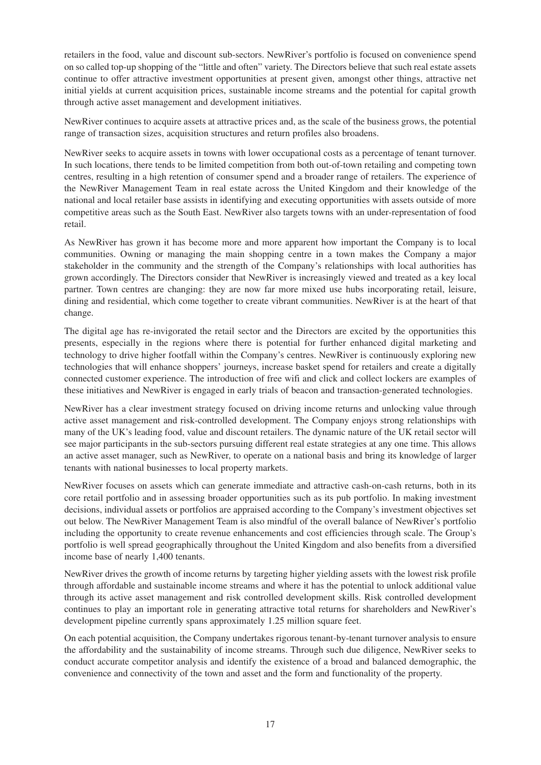retailers in the food, value and discount sub-sectors. NewRiver's portfolio is focused on convenience spend on so called top-up shopping of the "little and often" variety. The Directors believe that such real estate assets continue to offer attractive investment opportunities at present given, amongst other things, attractive net initial yields at current acquisition prices, sustainable income streams and the potential for capital growth through active asset management and development initiatives.

NewRiver continues to acquire assets at attractive prices and, as the scale of the business grows, the potential range of transaction sizes, acquisition structures and return profiles also broadens.

NewRiver seeks to acquire assets in towns with lower occupational costs as a percentage of tenant turnover. In such locations, there tends to be limited competition from both out-of-town retailing and competing town centres, resulting in a high retention of consumer spend and a broader range of retailers. The experience of the NewRiver Management Team in real estate across the United Kingdom and their knowledge of the national and local retailer base assists in identifying and executing opportunities with assets outside of more competitive areas such as the South East. NewRiver also targets towns with an under-representation of food retail.

As NewRiver has grown it has become more and more apparent how important the Company is to local communities. Owning or managing the main shopping centre in a town makes the Company a major stakeholder in the community and the strength of the Company's relationships with local authorities has grown accordingly. The Directors consider that NewRiver is increasingly viewed and treated as a key local partner. Town centres are changing: they are now far more mixed use hubs incorporating retail, leisure, dining and residential, which come together to create vibrant communities. NewRiver is at the heart of that change.

The digital age has re-invigorated the retail sector and the Directors are excited by the opportunities this presents, especially in the regions where there is potential for further enhanced digital marketing and technology to drive higher footfall within the Company's centres. NewRiver is continuously exploring new technologies that will enhance shoppers' journeys, increase basket spend for retailers and create a digitally connected customer experience. The introduction of free wifi and click and collect lockers are examples of these initiatives and NewRiver is engaged in early trials of beacon and transaction-generated technologies.

NewRiver has a clear investment strategy focused on driving income returns and unlocking value through active asset management and risk-controlled development. The Company enjoys strong relationships with many of the UK's leading food, value and discount retailers. The dynamic nature of the UK retail sector will see major participants in the sub-sectors pursuing different real estate strategies at any one time. This allows an active asset manager, such as NewRiver, to operate on a national basis and bring its knowledge of larger tenants with national businesses to local property markets.

NewRiver focuses on assets which can generate immediate and attractive cash-on-cash returns, both in its core retail portfolio and in assessing broader opportunities such as its pub portfolio. In making investment decisions, individual assets or portfolios are appraised according to the Company's investment objectives set out below. The NewRiver Management Team is also mindful of the overall balance of NewRiver's portfolio including the opportunity to create revenue enhancements and cost efficiencies through scale. The Group's portfolio is well spread geographically throughout the United Kingdom and also benefits from a diversified income base of nearly 1,400 tenants.

NewRiver drives the growth of income returns by targeting higher yielding assets with the lowest risk profile through affordable and sustainable income streams and where it has the potential to unlock additional value through its active asset management and risk controlled development skills. Risk controlled development continues to play an important role in generating attractive total returns for shareholders and NewRiver's development pipeline currently spans approximately 1.25 million square feet.

On each potential acquisition, the Company undertakes rigorous tenant-by-tenant turnover analysis to ensure the affordability and the sustainability of income streams. Through such due diligence, NewRiver seeks to conduct accurate competitor analysis and identify the existence of a broad and balanced demographic, the convenience and connectivity of the town and asset and the form and functionality of the property.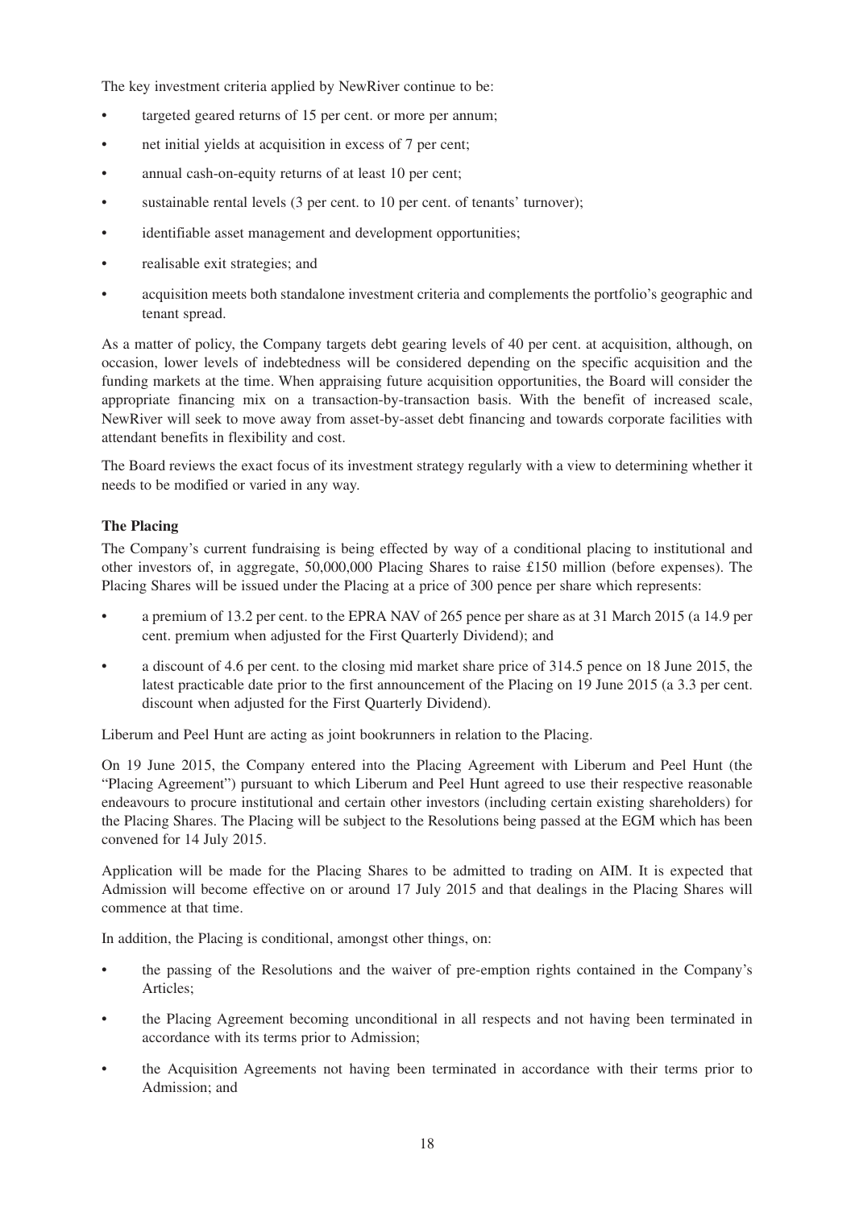The key investment criteria applied by NewRiver continue to be:

- targeted geared returns of 15 per cent. or more per annum;
- net initial yields at acquisition in excess of 7 per cent;
- annual cash-on-equity returns of at least 10 per cent;
- sustainable rental levels (3 per cent. to 10 per cent. of tenants' turnover);
- identifiable asset management and development opportunities;
- realisable exit strategies; and
- acquisition meets both standalone investment criteria and complements the portfolio's geographic and tenant spread.

As a matter of policy, the Company targets debt gearing levels of 40 per cent. at acquisition, although, on occasion, lower levels of indebtedness will be considered depending on the specific acquisition and the funding markets at the time. When appraising future acquisition opportunities, the Board will consider the appropriate financing mix on a transaction-by-transaction basis. With the benefit of increased scale, NewRiver will seek to move away from asset-by-asset debt financing and towards corporate facilities with attendant benefits in flexibility and cost.

The Board reviews the exact focus of its investment strategy regularly with a view to determining whether it needs to be modified or varied in any way.

**The Placing**

The Company's current fundraising is being effected by way of a conditional placing to institutional and other investors of, in aggregate, 50,000,000 Placing Shares to raise £150 million (before expenses). The Placing Shares will be issued under the Placing at a price of 300 pence per share which represents:

- a premium of 13.2 per cent. to the EPRA NAV of 265 pence per share as at 31 March 2015 (a 14.9 per cent. premium when adjusted for the First Quarterly Dividend); and
- a discount of 4.6 per cent. to the closing mid market share price of 314.5 pence on 18 June 2015, the latest practicable date prior to the first announcement of the Placing on 19 June 2015 (a 3.3 per cent. discount when adjusted for the First Quarterly Dividend).

Liberum and Peel Hunt are acting as joint bookrunners in relation to the Placing.

On 19 June 2015, the Company entered into the Placing Agreement with Liberum and Peel Hunt (the "Placing Agreement") pursuant to which Liberum and Peel Hunt agreed to use their respective reasonable endeavours to procure institutional and certain other investors (including certain existing shareholders) for the Placing Shares. The Placing will be subject to the Resolutions being passed at the EGM which has been convened for 14 July 2015.

Application will be made for the Placing Shares to be admitted to trading on AIM. It is expected that Admission will become effective on or around 17 July 2015 and that dealings in the Placing Shares will commence at that time.

In addition, the Placing is conditional, amongst other things, on:

- the passing of the Resolutions and the waiver of pre-emption rights contained in the Company's Articles;
- the Placing Agreement becoming unconditional in all respects and not having been terminated in accordance with its terms prior to Admission;
- the Acquisition Agreements not having been terminated in accordance with their terms prior to Admission; and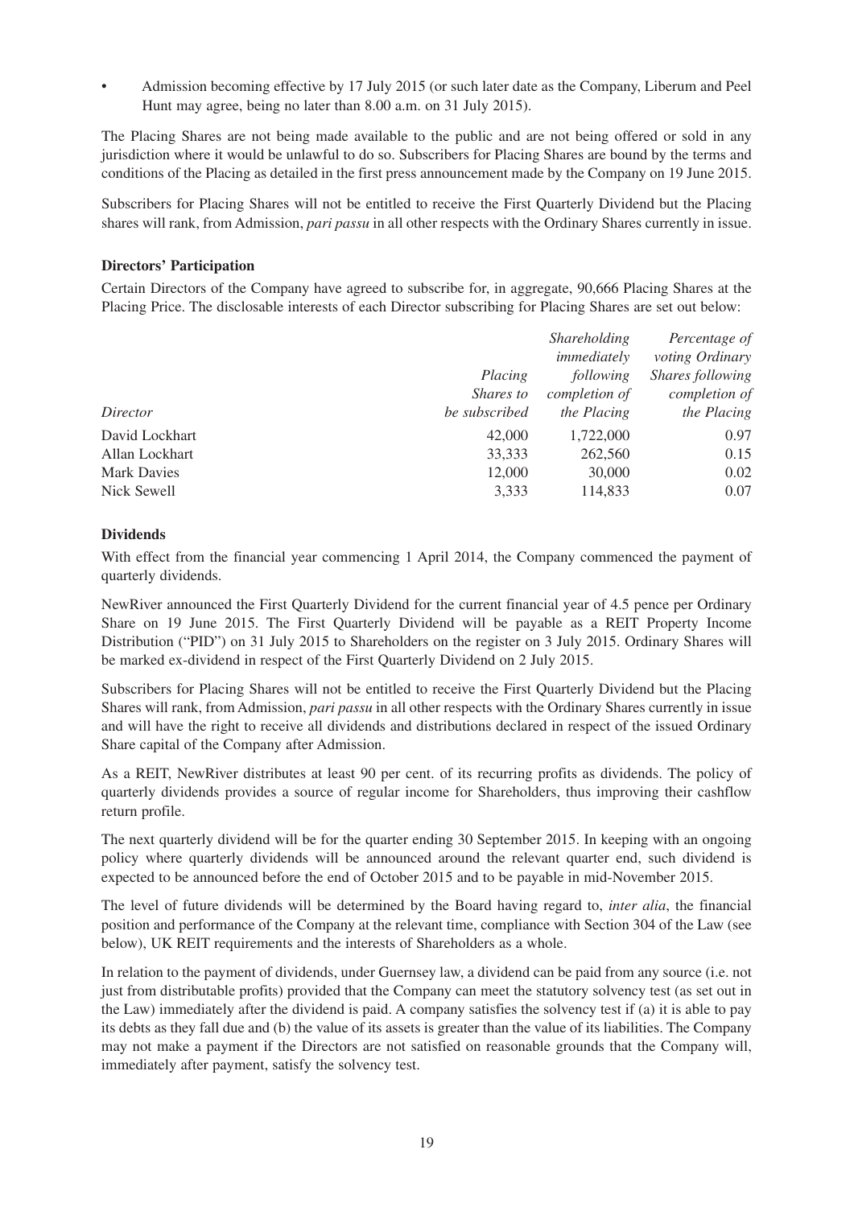- Admission becoming effective by 17 July 2015 (or such later date as the Company, Liberum and Peel Hunt may agree, being no later than 8.00 a.m. on 31 July 2015).

The Placing Shares are not being made available to the public and are not being offered or sold in any jurisdiction where it would be unlawful to do so. Subscribers for Placing Shares are bound by the terms and conditions of the Placing as detailed in the first press announcement made by the Company on 19 June 2015.

Subscribers for Placing Shares will not be entitled to receive the First Quarterly Dividend but the Placing shares will rank, from Admission, *pari passu* in all other respects with the Ordinary Shares currently in issue.

**Directors' Participation**

Certain Directors of the Company have agreed to subscribe for, in aggregate, 90,666 Placing Shares at the Placing Price. The disclosable interests of each Director subscribing for Placing Shares are set out below:

| *Director* | *Placing Shares to be subscribed* | *Shareholding immediately following completion of the Placing* | *Percentage of voting Ordinary Shares following completion of the Placing* |
|---|---|---|---|
| David Lockhart | 42,000 | 1,722,000 | 0.97 |
| Allan Lockhart | 33,333 | 262,560 | 0.15 |
| Mark Davies | 12,000 | 30,000 | 0.02 |
| Nick Sewell | 3,333 | 114,833 | 0.07 |

**Dividends**

With effect from the financial year commencing 1 April 2014, the Company commenced the payment of quarterly dividends.

NewRiver announced the First Quarterly Dividend for the current financial year of 4.5 pence per Ordinary Share on 19 June 2015. The First Quarterly Dividend will be payable as a REIT Property Income Distribution ("PID") on 31 July 2015 to Shareholders on the register on 3 July 2015. Ordinary Shares will be marked ex-dividend in respect of the First Quarterly Dividend on 2 July 2015.

Subscribers for Placing Shares will not be entitled to receive the First Quarterly Dividend but the Placing Shares will rank, from Admission, *pari passu* in all other respects with the Ordinary Shares currently in issue and will have the right to receive all dividends and distributions declared in respect of the issued Ordinary Share capital of the Company after Admission.

As a REIT, NewRiver distributes at least 90 per cent. of its recurring profits as dividends. The policy of quarterly dividends provides a source of regular income for Shareholders, thus improving their cashflow return profile.

The next quarterly dividend will be for the quarter ending 30 September 2015. In keeping with an ongoing policy where quarterly dividends will be announced around the relevant quarter end, such dividend is expected to be announced before the end of October 2015 and to be payable in mid-November 2015.

The level of future dividends will be determined by the Board having regard to, *inter alia*, the financial position and performance of the Company at the relevant time, compliance with Section 304 of the Law (see below), UK REIT requirements and the interests of Shareholders as a whole.

In relation to the payment of dividends, under Guernsey law, a dividend can be paid from any source (i.e. not just from distributable profits) provided that the Company can meet the statutory solvency test (as set out in the Law) immediately after the dividend is paid. A company satisfies the solvency test if (a) it is able to pay its debts as they fall due and (b) the value of its assets is greater than the value of its liabilities. The Company may not make a payment if the Directors are not satisfied on reasonable grounds that the Company will, immediately after payment, satisfy the solvency test.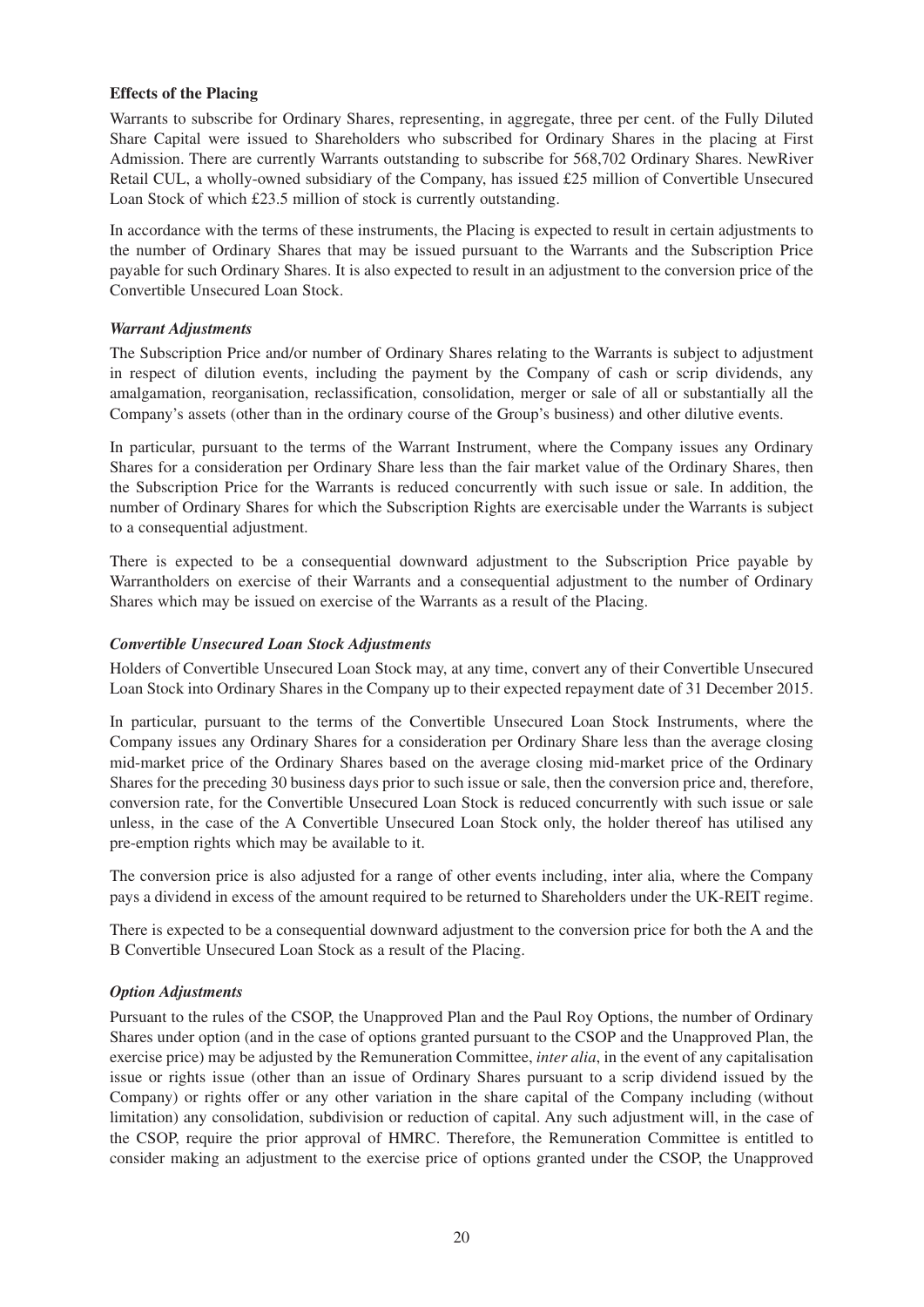**Effects of the Placing**

Warrants to subscribe for Ordinary Shares, representing, in aggregate, three per cent. of the Fully Diluted Share Capital were issued to Shareholders who subscribed for Ordinary Shares in the placing at First Admission. There are currently Warrants outstanding to subscribe for 568,702 Ordinary Shares. NewRiver Retail CUL, a wholly-owned subsidiary of the Company, has issued £25 million of Convertible Unsecured Loan Stock of which £23.5 million of stock is currently outstanding.

In accordance with the terms of these instruments, the Placing is expected to result in certain adjustments to the number of Ordinary Shares that may be issued pursuant to the Warrants and the Subscription Price payable for such Ordinary Shares. It is also expected to result in an adjustment to the conversion price of the Convertible Unsecured Loan Stock.

***Warrant Adjustments***

The Subscription Price and/or number of Ordinary Shares relating to the Warrants is subject to adjustment in respect of dilution events, including the payment by the Company of cash or scrip dividends, any amalgamation, reorganisation, reclassification, consolidation, merger or sale of all or substantially all the Company's assets (other than in the ordinary course of the Group's business) and other dilutive events.

In particular, pursuant to the terms of the Warrant Instrument, where the Company issues any Ordinary Shares for a consideration per Ordinary Share less than the fair market value of the Ordinary Shares, then the Subscription Price for the Warrants is reduced concurrently with such issue or sale. In addition, the number of Ordinary Shares for which the Subscription Rights are exercisable under the Warrants is subject to a consequential adjustment.

There is expected to be a consequential downward adjustment to the Subscription Price payable by Warrantholders on exercise of their Warrants and a consequential adjustment to the number of Ordinary Shares which may be issued on exercise of the Warrants as a result of the Placing.

***Convertible Unsecured Loan Stock Adjustments***

Holders of Convertible Unsecured Loan Stock may, at any time, convert any of their Convertible Unsecured Loan Stock into Ordinary Shares in the Company up to their expected repayment date of 31 December 2015.

In particular, pursuant to the terms of the Convertible Unsecured Loan Stock Instruments, where the Company issues any Ordinary Shares for a consideration per Ordinary Share less than the average closing mid-market price of the Ordinary Shares based on the average closing mid-market price of the Ordinary Shares for the preceding 30 business days prior to such issue or sale, then the conversion price and, therefore, conversion rate, for the Convertible Unsecured Loan Stock is reduced concurrently with such issue or sale unless, in the case of the A Convertible Unsecured Loan Stock only, the holder thereof has utilised any pre-emption rights which may be available to it.

The conversion price is also adjusted for a range of other events including, inter alia, where the Company pays a dividend in excess of the amount required to be returned to Shareholders under the UK-REIT regime.

There is expected to be a consequential downward adjustment to the conversion price for both the A and the B Convertible Unsecured Loan Stock as a result of the Placing.

***Option Adjustments***

Pursuant to the rules of the CSOP, the Unapproved Plan and the Paul Roy Options, the number of Ordinary Shares under option (and in the case of options granted pursuant to the CSOP and the Unapproved Plan, the exercise price) may be adjusted by the Remuneration Committee, *inter alia*, in the event of any capitalisation issue or rights issue (other than an issue of Ordinary Shares pursuant to a scrip dividend issued by the Company) or rights offer or any other variation in the share capital of the Company including (without limitation) any consolidation, subdivision or reduction of capital. Any such adjustment will, in the case of the CSOP, require the prior approval of HMRC. Therefore, the Remuneration Committee is entitled to consider making an adjustment to the exercise price of options granted under the CSOP, the Unapproved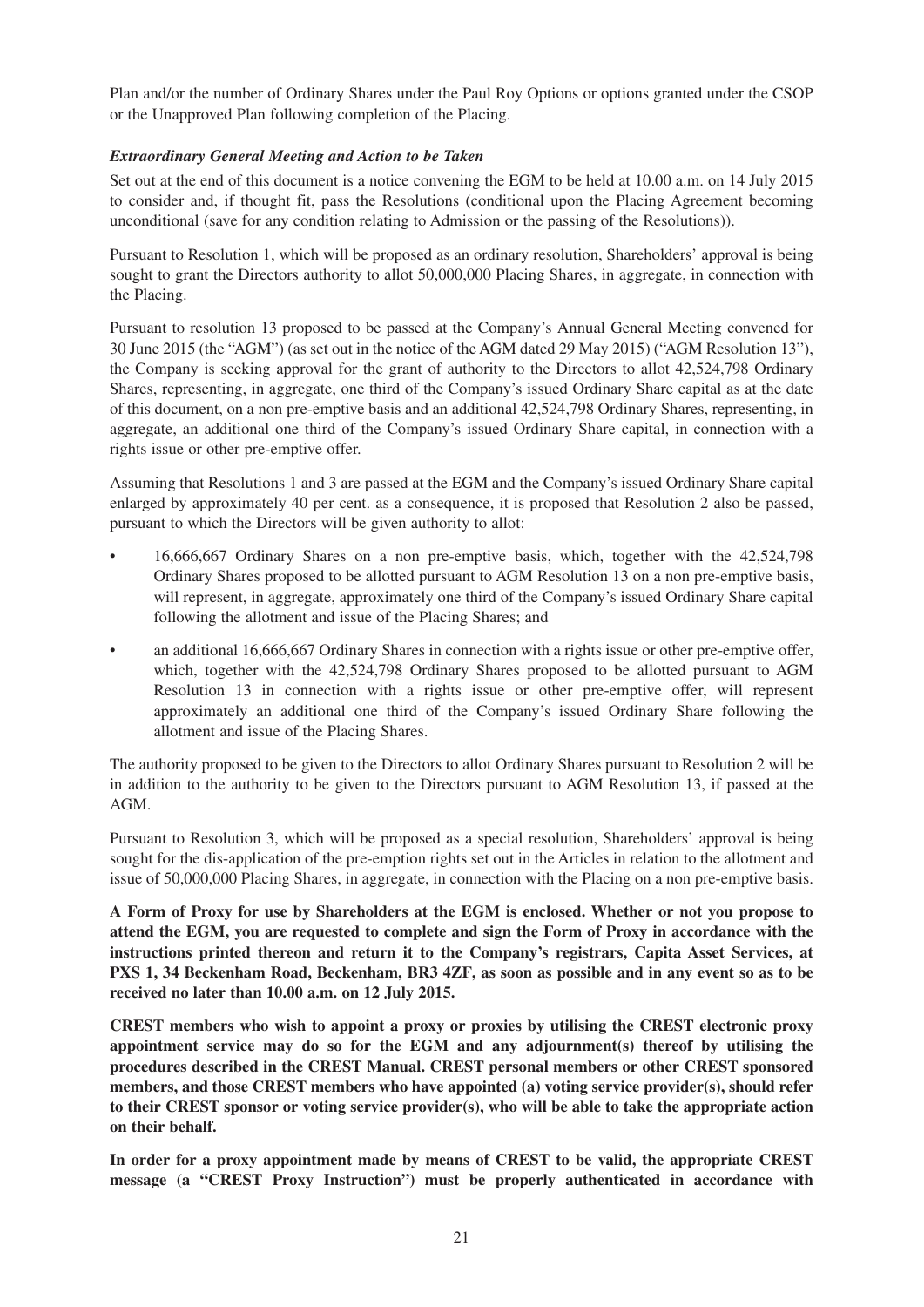Plan and/or the number of Ordinary Shares under the Paul Roy Options or options granted under the CSOP or the Unapproved Plan following completion of the Placing.

***Extraordinary General Meeting and Action to be Taken***

Set out at the end of this document is a notice convening the EGM to be held at 10.00 a.m. on 14 July 2015 to consider and, if thought fit, pass the Resolutions (conditional upon the Placing Agreement becoming unconditional (save for any condition relating to Admission or the passing of the Resolutions)).

Pursuant to Resolution 1, which will be proposed as an ordinary resolution, Shareholders' approval is being sought to grant the Directors authority to allot 50,000,000 Placing Shares, in aggregate, in connection with the Placing.

Pursuant to resolution 13 proposed to be passed at the Company's Annual General Meeting convened for 30 June 2015 (the "AGM") (as set out in the notice of the AGM dated 29 May 2015) ("AGM Resolution 13"), the Company is seeking approval for the grant of authority to the Directors to allot 42,524,798 Ordinary Shares, representing, in aggregate, one third of the Company's issued Ordinary Share capital as at the date of this document, on a non pre-emptive basis and an additional 42,524,798 Ordinary Shares, representing, in aggregate, an additional one third of the Company's issued Ordinary Share capital, in connection with a rights issue or other pre-emptive offer.

Assuming that Resolutions 1 and 3 are passed at the EGM and the Company's issued Ordinary Share capital enlarged by approximately 40 per cent. as a consequence, it is proposed that Resolution 2 also be passed, pursuant to which the Directors will be given authority to allot:

- 16,666,667 Ordinary Shares on a non pre-emptive basis, which, together with the 42,524,798 Ordinary Shares proposed to be allotted pursuant to AGM Resolution 13 on a non pre-emptive basis, will represent, in aggregate, approximately one third of the Company's issued Ordinary Share capital following the allotment and issue of the Placing Shares; and
- an additional 16,666,667 Ordinary Shares in connection with a rights issue or other pre-emptive offer, which, together with the 42,524,798 Ordinary Shares proposed to be allotted pursuant to AGM Resolution 13 in connection with a rights issue or other pre-emptive offer, will represent approximately an additional one third of the Company's issued Ordinary Share following the allotment and issue of the Placing Shares.

The authority proposed to be given to the Directors to allot Ordinary Shares pursuant to Resolution 2 will be in addition to the authority to be given to the Directors pursuant to AGM Resolution 13, if passed at the AGM.

Pursuant to Resolution 3, which will be proposed as a special resolution, Shareholders' approval is being sought for the dis-application of the pre-emption rights set out in the Articles in relation to the allotment and issue of 50,000,000 Placing Shares, in aggregate, in connection with the Placing on a non pre-emptive basis.

**A Form of Proxy for use by Shareholders at the EGM is enclosed. Whether or not you propose to attend the EGM, you are requested to complete and sign the Form of Proxy in accordance with the instructions printed thereon and return it to the Company's registrars, Capita Asset Services, at PXS 1, 34 Beckenham Road, Beckenham, BR3 4ZF, as soon as possible and in any event so as to be received no later than 10.00 a.m. on 12 July 2015.**

**CREST members who wish to appoint a proxy or proxies by utilising the CREST electronic proxy appointment service may do so for the EGM and any adjournment(s) thereof by utilising the procedures described in the CREST Manual. CREST personal members or other CREST sponsored members, and those CREST members who have appointed (a) voting service provider(s), should refer to their CREST sponsor or voting service provider(s), who will be able to take the appropriate action on their behalf.**

**In order for a proxy appointment made by means of CREST to be valid, the appropriate CREST message (a "CREST Proxy Instruction") must be properly authenticated in accordance with**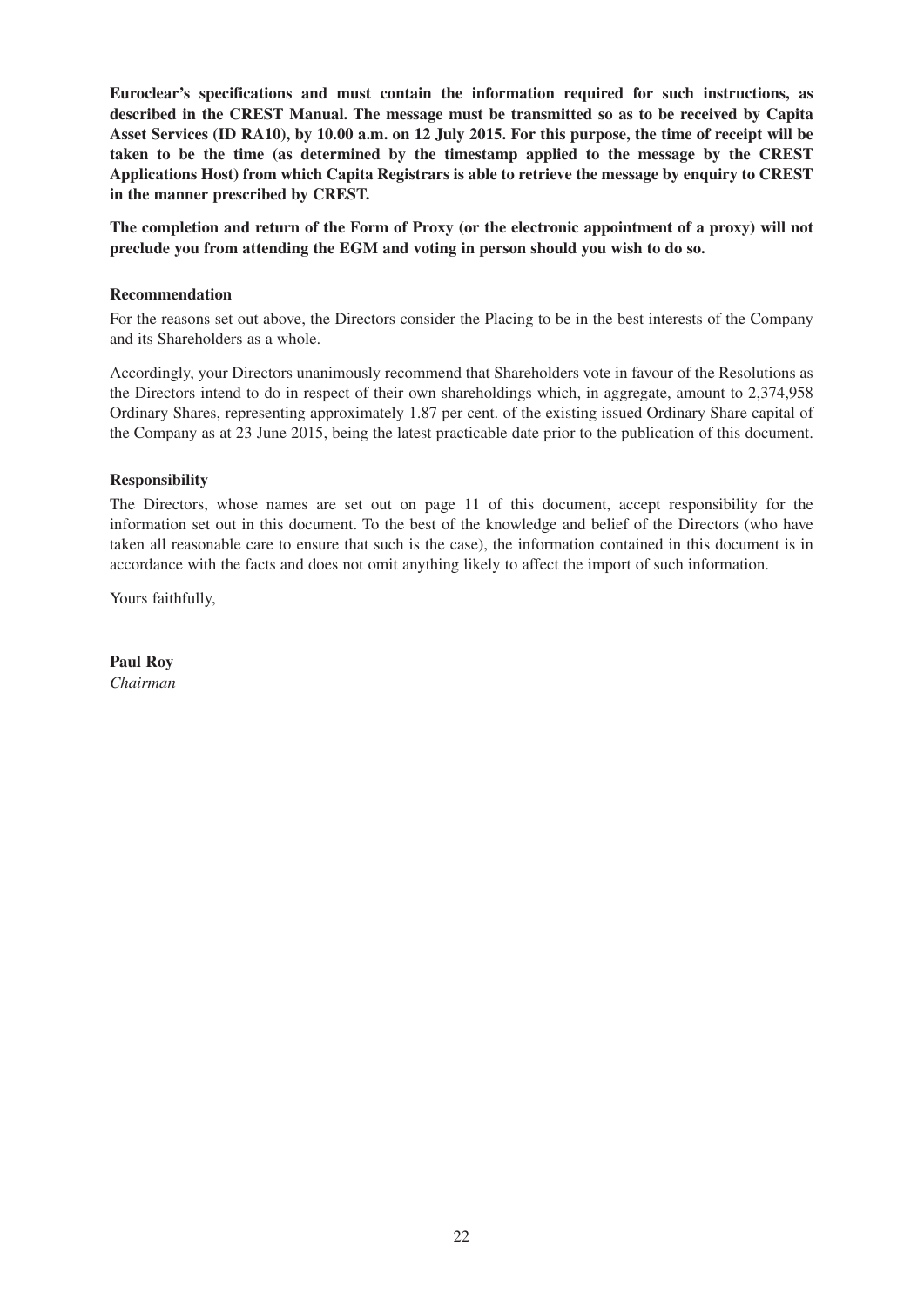**Euroclear's specifications and must contain the information required for such instructions, as described in the CREST Manual. The message must be transmitted so as to be received by Capita Asset Services (ID RA10), by 10.00 a.m. on 12 July 2015. For this purpose, the time of receipt will be taken to be the time (as determined by the timestamp applied to the message by the CREST Applications Host) from which Capita Registrars is able to retrieve the message by enquiry to CREST in the manner prescribed by CREST.**

**The completion and return of the Form of Proxy (or the electronic appointment of a proxy) will not preclude you from attending the EGM and voting in person should you wish to do so.**

**Recommendation**

For the reasons set out above, the Directors consider the Placing to be in the best interests of the Company and its Shareholders as a whole.

Accordingly, your Directors unanimously recommend that Shareholders vote in favour of the Resolutions as the Directors intend to do in respect of their own shareholdings which, in aggregate, amount to 2,374,958 Ordinary Shares, representing approximately 1.87 per cent. of the existing issued Ordinary Share capital of the Company as at 23 June 2015, being the latest practicable date prior to the publication of this document.

**Responsibility**

The Directors, whose names are set out on page 11 of this document, accept responsibility for the information set out in this document. To the best of the knowledge and belief of the Directors (who have taken all reasonable care to ensure that such is the case), the information contained in this document is in accordance with the facts and does not omit anything likely to affect the import of such information.

Yours faithfully,

**Paul Roy**
*Chairman*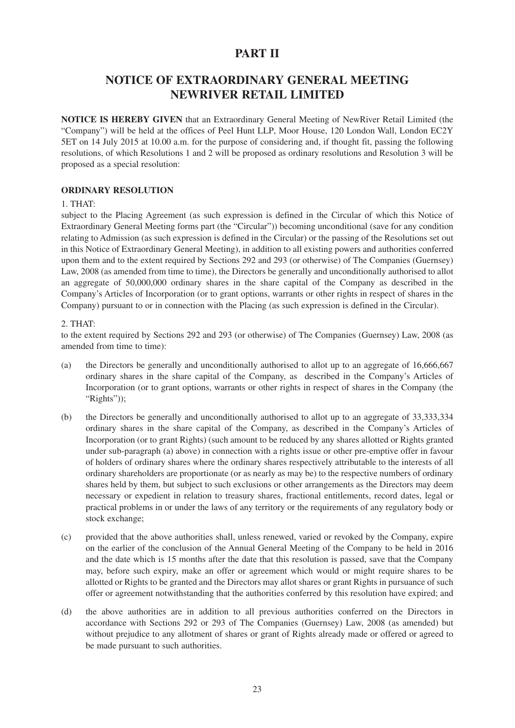# PART II

# NOTICE OF EXTRAORDINARY GENERAL MEETING NEWRIVER RETAIL LIMITED

**NOTICE IS HEREBY GIVEN** that an Extraordinary General Meeting of NewRiver Retail Limited (the "Company") will be held at the offices of Peel Hunt LLP, Moor House, 120 London Wall, London EC2Y 5ET on 14 July 2015 at 10.00 a.m. for the purpose of considering and, if thought fit, passing the following resolutions, of which Resolutions 1 and 2 will be proposed as ordinary resolutions and Resolution 3 will be proposed as a special resolution:

**ORDINARY RESOLUTION**

1. THAT:

subject to the Placing Agreement (as such expression is defined in the Circular of which this Notice of Extraordinary General Meeting forms part (the "Circular")) becoming unconditional (save for any condition relating to Admission (as such expression is defined in the Circular) or the passing of the Resolutions set out in this Notice of Extraordinary General Meeting), in addition to all existing powers and authorities conferred upon them and to the extent required by Sections 292 and 293 (or otherwise) of The Companies (Guernsey) Law, 2008 (as amended from time to time), the Directors be generally and unconditionally authorised to allot an aggregate of 50,000,000 ordinary shares in the share capital of the Company as described in the Company's Articles of Incorporation (or to grant options, warrants or other rights in respect of shares in the Company) pursuant to or in connection with the Placing (as such expression is defined in the Circular).

2. THAT:

to the extent required by Sections 292 and 293 (or otherwise) of The Companies (Guernsey) Law, 2008 (as amended from time to time):

(a) the Directors be generally and unconditionally authorised to allot up to an aggregate of 16,666,667 ordinary shares in the share capital of the Company, as described in the Company's Articles of Incorporation (or to grant options, warrants or other rights in respect of shares in the Company (the "Rights"));

(b) the Directors be generally and unconditionally authorised to allot up to an aggregate of 33,333,334 ordinary shares in the share capital of the Company, as described in the Company's Articles of Incorporation (or to grant Rights) (such amount to be reduced by any shares allotted or Rights granted under sub-paragraph (a) above) in connection with a rights issue or other pre-emptive offer in favour of holders of ordinary shares where the ordinary shares respectively attributable to the interests of all ordinary shareholders are proportionate (or as nearly as may be) to the respective numbers of ordinary shares held by them, but subject to such exclusions or other arrangements as the Directors may deem necessary or expedient in relation to treasury shares, fractional entitlements, record dates, legal or practical problems in or under the laws of any territory or the requirements of any regulatory body or stock exchange;

(c) provided that the above authorities shall, unless renewed, varied or revoked by the Company, expire on the earlier of the conclusion of the Annual General Meeting of the Company to be held in 2016 and the date which is 15 months after the date that this resolution is passed, save that the Company may, before such expiry, make an offer or agreement which would or might require shares to be allotted or Rights to be granted and the Directors may allot shares or grant Rights in pursuance of such offer or agreement notwithstanding that the authorities conferred by this resolution have expired; and

(d) the above authorities are in addition to all previous authorities conferred on the Directors in accordance with Sections 292 or 293 of The Companies (Guernsey) Law, 2008 (as amended) but without prejudice to any allotment of shares or grant of Rights already made or offered or agreed to be made pursuant to such authorities.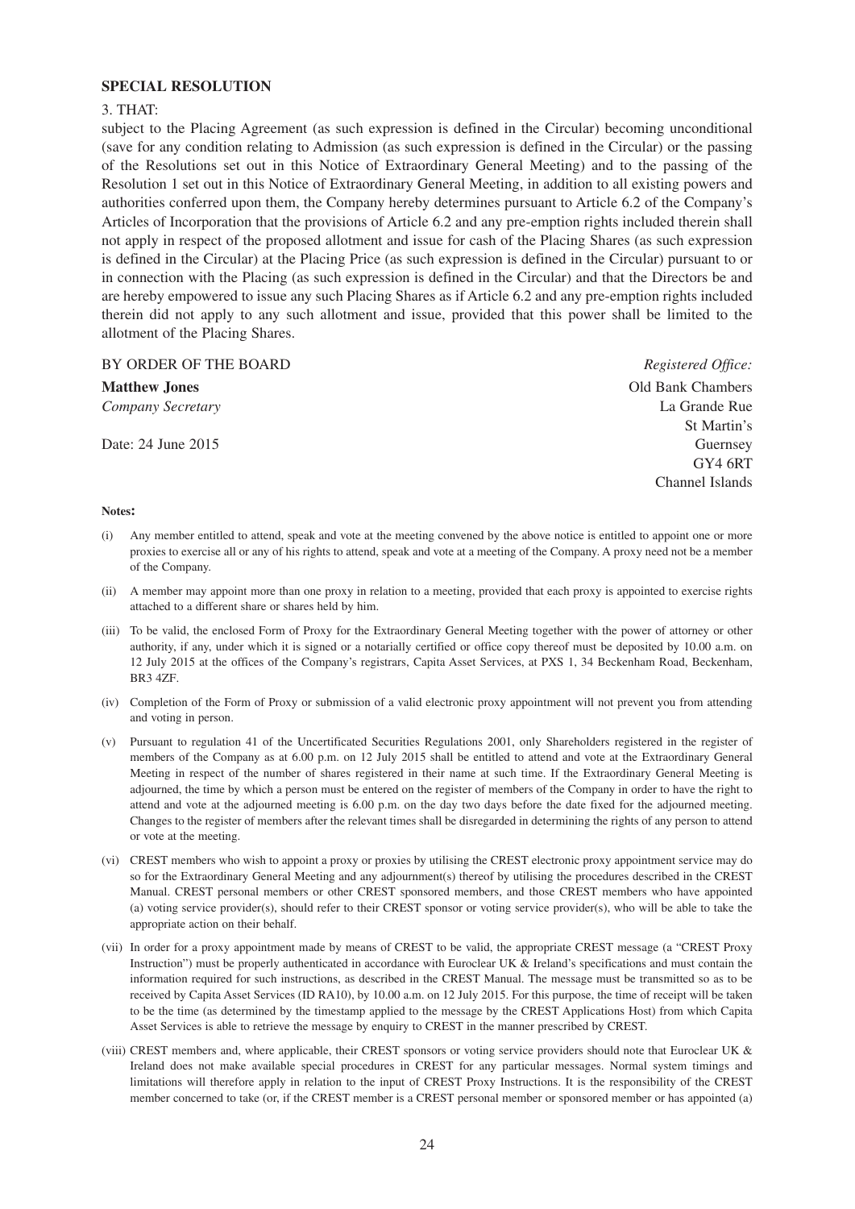**SPECIAL RESOLUTION**

3. THAT:

subject to the Placing Agreement (as such expression is defined in the Circular) becoming unconditional (save for any condition relating to Admission (as such expression is defined in the Circular) or the passing of the Resolutions set out in this Notice of Extraordinary General Meeting) and to the passing of the Resolution 1 set out in this Notice of Extraordinary General Meeting, in addition to all existing powers and authorities conferred upon them, the Company hereby determines pursuant to Article 6.2 of the Company's Articles of Incorporation that the provisions of Article 6.2 and any pre-emption rights included therein shall not apply in respect of the proposed allotment and issue for cash of the Placing Shares (as such expression is defined in the Circular) at the Placing Price (as such expression is defined in the Circular) pursuant to or in connection with the Placing (as such expression is defined in the Circular) and that the Directors be and are hereby empowered to issue any such Placing Shares as if Article 6.2 and any pre-emption rights included therein did not apply to any such allotment and issue, provided that this power shall be limited to the allotment of the Placing Shares.

BY ORDER OF THE BOARD

**Matthew Jones**
*Company Secretary*

Date: 24 June 2015

*Registered Office:*
Old Bank Chambers
La Grande Rue
St Martin's
Guernsey
GY4 6RT
Channel Islands

**Notes:**

(i) Any member entitled to attend, speak and vote at the meeting convened by the above notice is entitled to appoint one or more proxies to exercise all or any of his rights to attend, speak and vote at a meeting of the Company. A proxy need not be a member of the Company.

(ii) A member may appoint more than one proxy in relation to a meeting, provided that each proxy is appointed to exercise rights attached to a different share or shares held by him.

(iii) To be valid, the enclosed Form of Proxy for the Extraordinary General Meeting together with the power of attorney or other authority, if any, under which it is signed or a notarially certified or office copy thereof must be deposited by 10.00 a.m. on 12 July 2015 at the offices of the Company's registrars, Capita Asset Services, at PXS 1, 34 Beckenham Road, Beckenham, BR3 4ZF.

(iv) Completion of the Form of Proxy or submission of a valid electronic proxy appointment will not prevent you from attending and voting in person.

(v) Pursuant to regulation 41 of the Uncertificated Securities Regulations 2001, only Shareholders registered in the register of members of the Company as at 6.00 p.m. on 12 July 2015 shall be entitled to attend and vote at the Extraordinary General Meeting in respect of the number of shares registered in their name at such time. If the Extraordinary General Meeting is adjourned, the time by which a person must be entered on the register of members of the Company in order to have the right to attend and vote at the adjourned meeting is 6.00 p.m. on the day two days before the date fixed for the adjourned meeting. Changes to the register of members after the relevant times shall be disregarded in determining the rights of any person to attend or vote at the meeting.

(vi) CREST members who wish to appoint a proxy or proxies by utilising the CREST electronic proxy appointment service may do so for the Extraordinary General Meeting and any adjournment(s) thereof by utilising the procedures described in the CREST Manual. CREST personal members or other CREST sponsored members, and those CREST members who have appointed (a) voting service provider(s), should refer to their CREST sponsor or voting service provider(s), who will be able to take the appropriate action on their behalf.

(vii) In order for a proxy appointment made by means of CREST to be valid, the appropriate CREST message (a "CREST Proxy Instruction") must be properly authenticated in accordance with Euroclear UK & Ireland's specifications and must contain the information required for such instructions, as described in the CREST Manual. The message must be transmitted so as to be received by Capita Asset Services (ID RA10), by 10.00 a.m. on 12 July 2015. For this purpose, the time of receipt will be taken to be the time (as determined by the timestamp applied to the message by the CREST Applications Host) from which Capita Asset Services is able to retrieve the message by enquiry to CREST in the manner prescribed by CREST.

(viii) CREST members and, where applicable, their CREST sponsors or voting service providers should note that Euroclear UK & Ireland does not make available special procedures in CREST for any particular messages. Normal system timings and limitations will therefore apply in relation to the input of CREST Proxy Instructions. It is the responsibility of the CREST member concerned to take (or, if the CREST member is a CREST personal member or sponsored member or has appointed (a)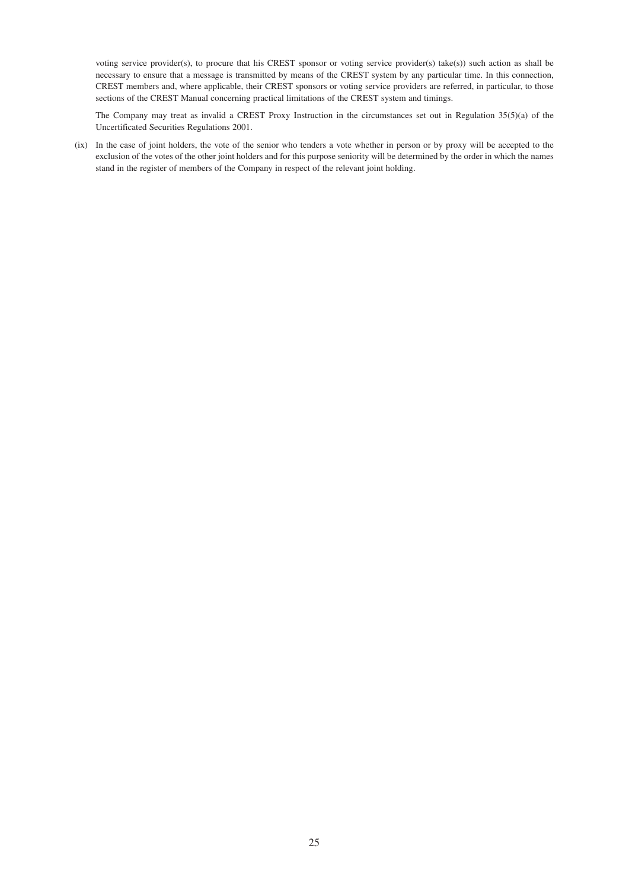voting service provider(s), to procure that his CREST sponsor or voting service provider(s) take(s)) such action as shall be necessary to ensure that a message is transmitted by means of the CREST system by any particular time. In this connection, CREST members and, where applicable, their CREST sponsors or voting service providers are referred, in particular, to those sections of the CREST Manual concerning practical limitations of the CREST system and timings.

The Company may treat as invalid a CREST Proxy Instruction in the circumstances set out in Regulation 35(5)(a) of the Uncertificated Securities Regulations 2001.

(ix) In the case of joint holders, the vote of the senior who tenders a vote whether in person or by proxy will be accepted to the exclusion of the votes of the other joint holders and for this purpose seniority will be determined by the order in which the names stand in the register of members of the Company in respect of the relevant joint holding.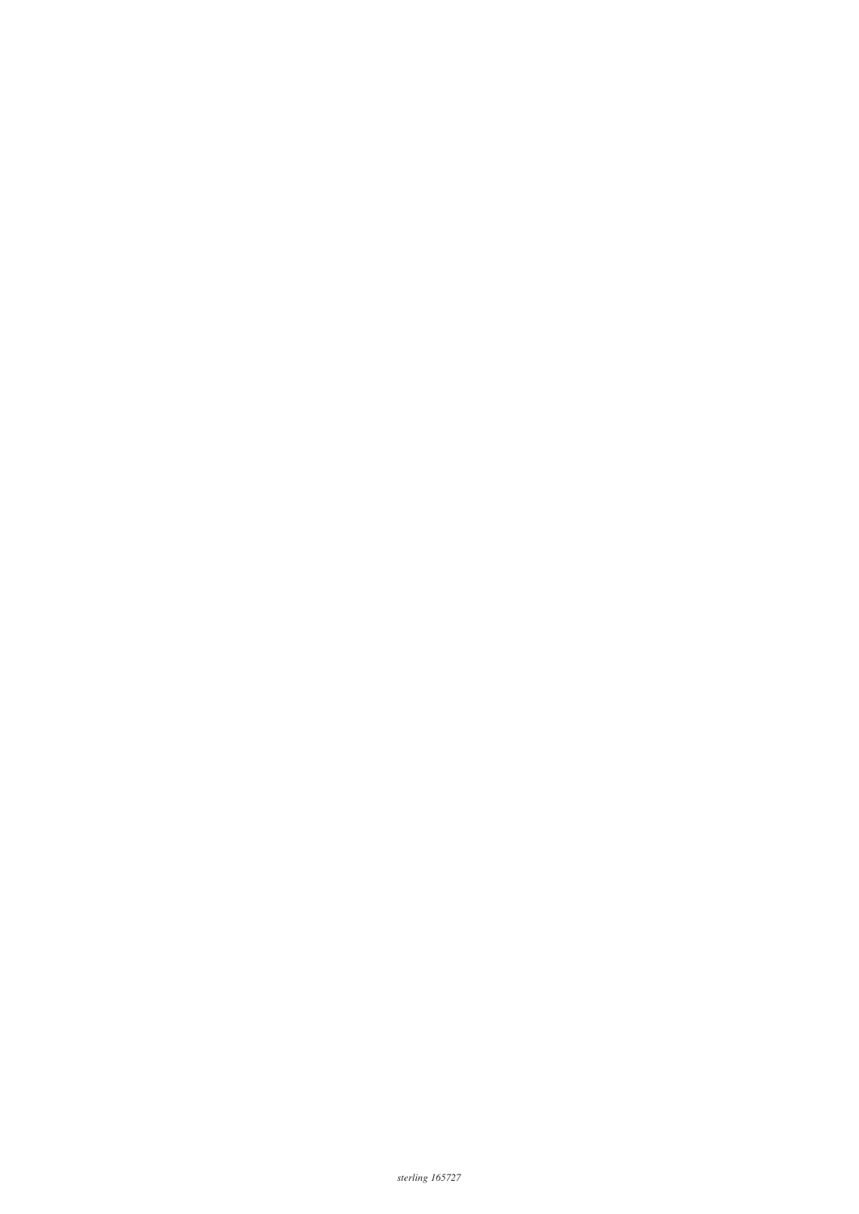*sterling 165727*